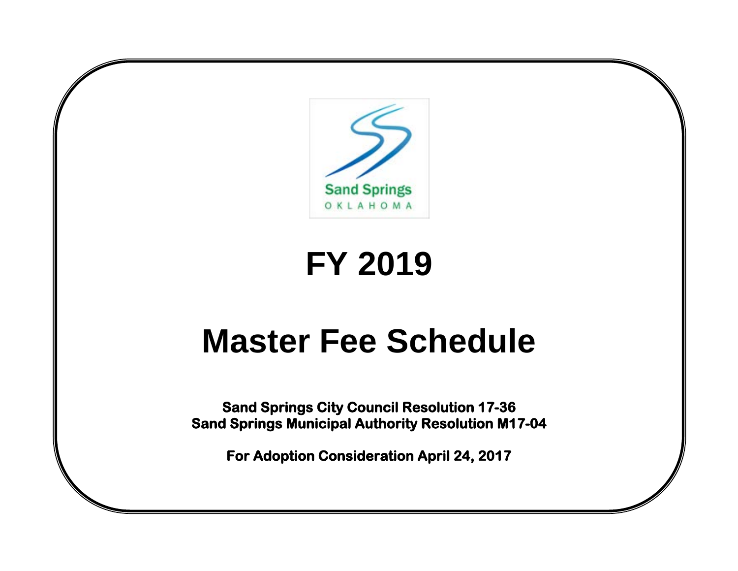Sand Springs
OKLAHOMA

# FY 2019

# Master Fee Schedule

**Sand Springs City Council Resolution 17-36**
**Sand Springs Municipal Authority Resolution M17-04**

**For Adoption Consideration April 24, 2017**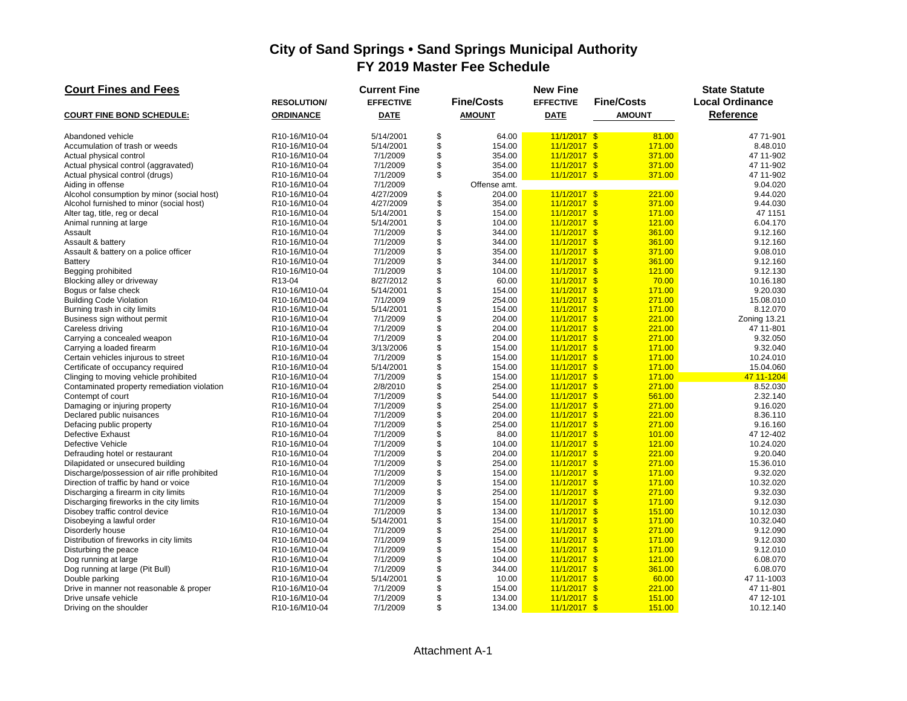# City of Sand Springs • Sand Springs Municipal Authority
## FY 2019 Master Fee Schedule

| Court Fines and Fees | | Current Fine | | New Fine | | State Statute |
|---|---|---|---|---|---|---|
| **COURT FINE BOND SCHEDULE:** | **RESOLUTION/ ORDINANCE** | **EFFECTIVE DATE** | **Fine/Costs AMOUNT** | **EFFECTIVE DATE** | **Fine/Costs AMOUNT** | **Local Ordinance Reference** |
| Abandoned vehicle | R10-16/M10-04 | 5/14/2001 | $ 64.00 | 11/1/2017 | $ 81.00 | 47 71-901 |
| Accumulation of trash or weeds | R10-16/M10-04 | 5/14/2001 | $ 154.00 | 11/1/2017 | $ 171.00 | 8.48.010 |
| Actual physical control | R10-16/M10-04 | 7/1/2009 | $ 354.00 | 11/1/2017 | $ 371.00 | 47 11-902 |
| Actual physical control (aggravated) | R10-16/M10-04 | 7/1/2009 | $ 354.00 | 11/1/2017 | $ 371.00 | 47 11-902 |
| Actual physical control (drugs) | R10-16/M10-04 | 7/1/2009 | $ 354.00 | 11/1/2017 | $ 371.00 | 47 11-902 |
| Aiding in offense | R10-16/M10-04 | 7/1/2009 | Offense amt. | | | 9.04.020 |
| Alcohol consumption by minor (social host) | R10-16/M10-04 | 4/27/2009 | $ 204.00 | 11/1/2017 | $ 221.00 | 9.44.020 |
| Alcohol furnished to minor (social host) | R10-16/M10-04 | 4/27/2009 | $ 354.00 | 11/1/2017 | $ 371.00 | 9.44.030 |
| Alter tag, title, reg or decal | R10-16/M10-04 | 5/14/2001 | $ 154.00 | 11/1/2017 | $ 171.00 | 47 1151 |
| Animal running at large | R10-16/M10-04 | 5/14/2001 | $ 104.00 | 11/1/2017 | $ 121.00 | 6.04.170 |
| Assault | R10-16/M10-04 | 7/1/2009 | $ 344.00 | 11/1/2017 | $ 361.00 | 9.12.160 |
| Assault & battery | R10-16/M10-04 | 7/1/2009 | $ 344.00 | 11/1/2017 | $ 361.00 | 9.12.160 |
| Assault & battery on a police officer | R10-16/M10-04 | 7/1/2009 | $ 354.00 | 11/1/2017 | $ 371.00 | 9.08.010 |
| Battery | R10-16/M10-04 | 7/1/2009 | $ 344.00 | 11/1/2017 | $ 361.00 | 9.12.160 |
| Begging prohibited | R10-16/M10-04 | 7/1/2009 | $ 104.00 | 11/1/2017 | $ 121.00 | 9.12.130 |
| Blocking alley or driveway | R13-04 | 8/27/2012 | $ 60.00 | 11/1/2017 | $ 70.00 | 10.16.180 |
| Bogus or false check | R10-16/M10-04 | 5/14/2001 | $ 154.00 | 11/1/2017 | $ 171.00 | 9.20.030 |
| Building Code Violation | R10-16/M10-04 | 7/1/2009 | $ 254.00 | 11/1/2017 | $ 271.00 | 15.08.010 |
| Burning trash in city limits | R10-16/M10-04 | 5/14/2001 | $ 154.00 | 11/1/2017 | $ 171.00 | 8.12.070 |
| Business sign without permit | R10-16/M10-04 | 7/1/2009 | $ 204.00 | 11/1/2017 | $ 221.00 | Zoning 13.21 |
| Careless driving | R10-16/M10-04 | 7/1/2009 | $ 204.00 | 11/1/2017 | $ 221.00 | 47 11-801 |
| Carrying a concealed weapon | R10-16/M10-04 | 7/1/2009 | $ 204.00 | 11/1/2017 | $ 271.00 | 9.32.050 |
| Carrying a loaded firearm | R10-16/M10-04 | 3/13/2006 | $ 154.00 | 11/1/2017 | $ 171.00 | 9.32.040 |
| Certain vehicles injurous to street | R10-16/M10-04 | 7/1/2009 | $ 154.00 | 11/1/2017 | $ 171.00 | 10.24.010 |
| Certificate of occupancy required | R10-16/M10-04 | 5/14/2001 | $ 154.00 | 11/1/2017 | $ 171.00 | 15.04.060 |
| Clinging to moving vehicle prohibited | R10-16/M10-04 | 7/1/2009 | $ 154.00 | 11/1/2017 | $ 171.00 | 47 11-1204 |
| Contaminated property remediation violation | R10-16/M10-04 | 2/8/2010 | $ 254.00 | 11/1/2017 | $ 271.00 | 8.52.030 |
| Contempt of court | R10-16/M10-04 | 7/1/2009 | $ 544.00 | 11/1/2017 | $ 561.00 | 2.32.140 |
| Damaging or injuring property | R10-16/M10-04 | 7/1/2009 | $ 254.00 | 11/1/2017 | $ 271.00 | 9.16.020 |
| Declared public nuisances | R10-16/M10-04 | 7/1/2009 | $ 204.00 | 11/1/2017 | $ 221.00 | 8.36.110 |
| Defacing public property | R10-16/M10-04 | 7/1/2009 | $ 254.00 | 11/1/2017 | $ 271.00 | 9.16.160 |
| Defective Exhaust | R10-16/M10-04 | 7/1/2009 | $ 84.00 | 11/1/2017 | $ 101.00 | 47 12-402 |
| Defective Vehicle | R10-16/M10-04 | 7/1/2009 | $ 104.00 | 11/1/2017 | $ 121.00 | 10.24.020 |
| Defrauding hotel or restaurant | R10-16/M10-04 | 7/1/2009 | $ 204.00 | 11/1/2017 | $ 221.00 | 9.20.040 |
| Dilapidated or unsecured building | R10-16/M10-04 | 7/1/2009 | $ 254.00 | 11/1/2017 | $ 271.00 | 15.36.010 |
| Discharge/possession of air rifle prohibited | R10-16/M10-04 | 7/1/2009 | $ 154.00 | 11/1/2017 | $ 171.00 | 9.32.020 |
| Direction of traffic by hand or voice | R10-16/M10-04 | 7/1/2009 | $ 154.00 | 11/1/2017 | $ 171.00 | 10.32.020 |
| Discharging a firearm in city limits | R10-16/M10-04 | 7/1/2009 | $ 254.00 | 11/1/2017 | $ 271.00 | 9.32.030 |
| Discharging fireworks in the city limits | R10-16/M10-04 | 7/1/2009 | $ 154.00 | 11/1/2017 | $ 171.00 | 9.12.030 |
| Disobey traffic control device | R10-16/M10-04 | 7/1/2009 | $ 134.00 | 11/1/2017 | $ 151.00 | 10.12.030 |
| Disobeying a lawful order | R10-16/M10-04 | 5/14/2001 | $ 154.00 | 11/1/2017 | $ 171.00 | 10.32.040 |
| Disorderly house | R10-16/M10-04 | 7/1/2009 | $ 254.00 | 11/1/2017 | $ 271.00 | 9.12.090 |
| Distribution of fireworks in city limits | R10-16/M10-04 | 7/1/2009 | $ 154.00 | 11/1/2017 | $ 171.00 | 9.12.030 |
| Disturbing the peace | R10-16/M10-04 | 7/1/2009 | $ 154.00 | 11/1/2017 | $ 171.00 | 9.12.010 |
| Dog running at large | R10-16/M10-04 | 7/1/2009 | $ 104.00 | 11/1/2017 | $ 121.00 | 6.08.070 |
| Dog running at large (Pit Bull) | R10-16/M10-04 | 7/1/2009 | $ 344.00 | 11/1/2017 | $ 361.00 | 6.08.070 |
| Double parking | R10-16/M10-04 | 5/14/2001 | $ 10.00 | 11/1/2017 | $ 60.00 | 47 11-1003 |
| Drive in manner not reasonable & proper | R10-16/M10-04 | 7/1/2009 | $ 154.00 | 11/1/2017 | $ 221.00 | 47 11-801 |
| Drive unsafe vehicle | R10-16/M10-04 | 7/1/2009 | $ 134.00 | 11/1/2017 | $ 151.00 | 47 12-101 |
| Driving on the shoulder | R10-16/M10-04 | 7/1/2009 | $ 134.00 | 11/1/2017 | $ 151.00 | 10.12.140 |

Attachment A-1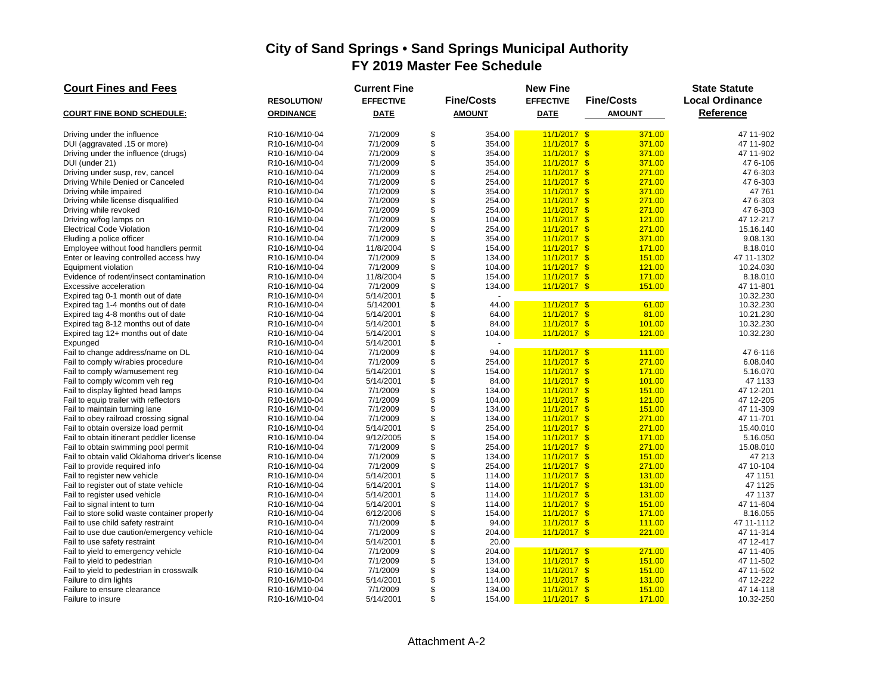# City of Sand Springs • Sand Springs Municipal Authority
## FY 2019 Master Fee Schedule

| Court Fines and Fees | | Current Fine | | New Fine | | State Statute |
|---|---|---|---|---|---|---|
| | RESOLUTION/ | EFFECTIVE | Fine/Costs | EFFECTIVE | Fine/Costs | Local Ordinance |
| **COURT FINE BOND SCHEDULE:** | **ORDINANCE** | **DATE** | **AMOUNT** | **DATE** | **AMOUNT** | **Reference** |
| Driving under the influence | R10-16/M10-04 | 7/1/2009 | $ 354.00 | 11/1/2017 | $ 371.00 | 47 11-902 |
| DUI (aggravated .15 or more) | R10-16/M10-04 | 7/1/2009 | $ 354.00 | 11/1/2017 | $ 371.00 | 47 11-902 |
| Driving under the influence (drugs) | R10-16/M10-04 | 7/1/2009 | $ 354.00 | 11/1/2017 | $ 371.00 | 47 11-902 |
| DUI (under 21) | R10-16/M10-04 | 7/1/2009 | $ 354.00 | 11/1/2017 | $ 371.00 | 47 6-106 |
| Driving under susp, rev, cancel | R10-16/M10-04 | 7/1/2009 | $ 254.00 | 11/1/2017 | $ 271.00 | 47 6-303 |
| Driving While Denied or Canceled | R10-16/M10-04 | 7/1/2009 | $ 254.00 | 11/1/2017 | $ 271.00 | 47 6-303 |
| Driving while impaired | R10-16/M10-04 | 7/1/2009 | $ 354.00 | 11/1/2017 | $ 371.00 | 47 761 |
| Driving while license disqualified | R10-16/M10-04 | 7/1/2009 | $ 254.00 | 11/1/2017 | $ 271.00 | 47 6-303 |
| Driving while revoked | R10-16/M10-04 | 7/1/2009 | $ 254.00 | 11/1/2017 | $ 271.00 | 47 6-303 |
| Driving w/fog lamps on | R10-16/M10-04 | 7/1/2009 | $ 104.00 | 11/1/2017 | $ 121.00 | 47 12-217 |
| Electrical Code Violation | R10-16/M10-04 | 7/1/2009 | $ 254.00 | 11/1/2017 | $ 271.00 | 15.16.140 |
| Eluding a police officer | R10-16/M10-04 | 7/1/2009 | $ 354.00 | 11/1/2017 | $ 371.00 | 9.08.130 |
| Employee without food handlers permit | R10-16/M10-04 | 11/8/2004 | $ 154.00 | 11/1/2017 | $ 171.00 | 8.18.010 |
| Enter or leaving controlled access hwy | R10-16/M10-04 | 7/1/2009 | $ 134.00 | 11/1/2017 | $ 151.00 | 47 11-1302 |
| Equipment violation | R10-16/M10-04 | 7/1/2009 | $ 104.00 | 11/1/2017 | $ 121.00 | 10.24.030 |
| Evidence of rodent/insect contamination | R10-16/M10-04 | 11/8/2004 | $ 154.00 | 11/1/2017 | $ 171.00 | 8.18.010 |
| Excessive acceleration | R10-16/M10-04 | 7/1/2009 | $ 134.00 | 11/1/2017 | $ 151.00 | 47 11-801 |
| Expired tag 0-1 month out of date | R10-16/M10-04 | 5/14/2001 | $ - | | | 10.32.230 |
| Expired tag 1-4 months out of date | R10-16/M10-04 | 5/142001 | $ 44.00 | 11/1/2017 | $ 61.00 | 10.32.230 |
| Expired tag 4-8 months out of date | R10-16/M10-04 | 5/14/2001 | $ 64.00 | 11/1/2017 | $ 81.00 | 10.21.230 |
| Expired tag 8-12 months out of date | R10-16/M10-04 | 5/14/2001 | $ 84.00 | 11/1/2017 | $ 101.00 | 10.32.230 |
| Expired tag 12+ months out of date | R10-16/M10-04 | 5/14/2001 | $ 104.00 | 11/1/2017 | $ 121.00 | 10.32.230 |
| Expunged | R10-16/M10-04 | 5/14/2001 | $ - | | | |
| Fail to change address/name on DL | R10-16/M10-04 | 7/1/2009 | $ 94.00 | 11/1/2017 | $ 111.00 | 47 6-116 |
| Fail to comply w/rabies procedure | R10-16/M10-04 | 7/1/2009 | $ 254.00 | 11/1/2017 | $ 271.00 | 6.08.040 |
| Fail to comply w/amusement reg | R10-16/M10-04 | 5/14/2001 | $ 154.00 | 11/1/2017 | $ 171.00 | 5.16.070 |
| Fail to comply w/comm veh reg | R10-16/M10-04 | 5/14/2001 | $ 84.00 | 11/1/2017 | $ 101.00 | 47 1133 |
| Fail to display lighted head lamps | R10-16/M10-04 | 7/1/2009 | $ 134.00 | 11/1/2017 | $ 151.00 | 47 12-201 |
| Fail to equip trailer with reflectors | R10-16/M10-04 | 7/1/2009 | $ 104.00 | 11/1/2017 | $ 121.00 | 47 12-205 |
| Fail to maintain turning lane | R10-16/M10-04 | 7/1/2009 | $ 134.00 | 11/1/2017 | $ 151.00 | 47 11-309 |
| Fail to obey railroad crossing signal | R10-16/M10-04 | 7/1/2009 | $ 134.00 | 11/1/2017 | $ 271.00 | 47 11-701 |
| Fail to obtain oversize load permit | R10-16/M10-04 | 5/14/2001 | $ 254.00 | 11/1/2017 | $ 271.00 | 15.40.010 |
| Fail to obtain itinerant peddler license | R10-16/M10-04 | 9/12/2005 | $ 154.00 | 11/1/2017 | $ 171.00 | 5.16.050 |
| Fail to obtain swimming pool permit | R10-16/M10-04 | 7/1/2009 | $ 254.00 | 11/1/2017 | $ 271.00 | 15.08.010 |
| Fail to obtain valid Oklahoma driver's license | R10-16/M10-04 | 7/1/2009 | $ 134.00 | 11/1/2017 | $ 151.00 | 47 213 |
| Fail to provide required info | R10-16/M10-04 | 7/1/2009 | $ 254.00 | 11/1/2017 | $ 271.00 | 47 10-104 |
| Fail to register new vehicle | R10-16/M10-04 | 5/14/2001 | $ 114.00 | 11/1/2017 | $ 131.00 | 47 1151 |
| Fail to register out of state vehicle | R10-16/M10-04 | 5/14/2001 | $ 114.00 | 11/1/2017 | $ 131.00 | 47 1125 |
| Fail to register used vehicle | R10-16/M10-04 | 5/14/2001 | $ 114.00 | 11/1/2017 | $ 131.00 | 47 1137 |
| Fail to signal intent to turn | R10-16/M10-04 | 5/14/2001 | $ 114.00 | 11/1/2017 | $ 151.00 | 47 11-604 |
| Fail to store solid waste container properly | R10-16/M10-04 | 6/12/2006 | $ 154.00 | 11/1/2017 | $ 171.00 | 8.16.055 |
| Fail to use child safety restraint | R10-16/M10-04 | 7/1/2009 | $ 94.00 | 11/1/2017 | $ 111.00 | 47 11-1112 |
| Fail to use due caution/emergency vehicle | R10-16/M10-04 | 7/1/2009 | $ 204.00 | 11/1/2017 | $ 221.00 | 47 11-314 |
| Fail to use safety restraint | R10-16/M10-04 | 5/14/2001 | $ 20.00 | | | 47 12-417 |
| Fail to yield to emergency vehicle | R10-16/M10-04 | 7/1/2009 | $ 204.00 | 11/1/2017 | $ 271.00 | 47 11-405 |
| Fail to yield to pedestrian | R10-16/M10-04 | 7/1/2009 | $ 134.00 | 11/1/2017 | $ 151.00 | 47 11-502 |
| Fail to yield to pedestrian in crosswalk | R10-16/M10-04 | 7/1/2009 | $ 134.00 | 11/1/2017 | $ 151.00 | 47 11-502 |
| Failure to dim lights | R10-16/M10-04 | 5/14/2001 | $ 114.00 | 11/1/2017 | $ 131.00 | 47 12-222 |
| Failure to ensure clearance | R10-16/M10-04 | 7/1/2009 | $ 134.00 | 11/1/2017 | $ 151.00 | 47 14-118 |
| Failure to insure | R10-16/M10-04 | 5/14/2001 | $ 154.00 | 11/1/2017 | $ 171.00 | 10.32-250 |

Attachment A-2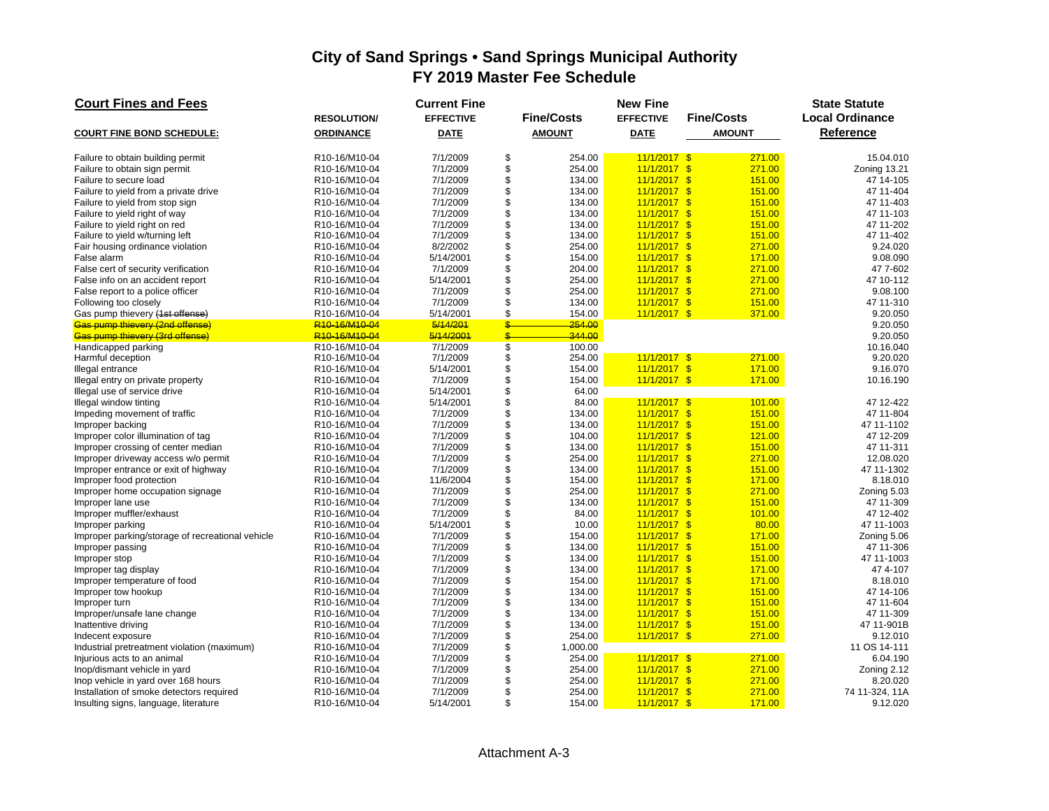# City of Sand Springs • Sand Springs Municipal Authority
# FY 2019 Master Fee Schedule

| Court Fines and Fees | RESOLUTION/ | Current Fine EFFECTIVE | Fine/Costs | New Fine EFFECTIVE | Fine/Costs | State Statute Local Ordinance |
|---|---|---|---|---|---|---|
| COURT FINE BOND SCHEDULE: | ORDINANCE | DATE | AMOUNT | DATE | AMOUNT | Reference |
| Failure to obtain building permit | R10-16/M10-04 | 7/1/2009 | $ 254.00 | 11/1/2017 | $ 271.00 | 15.04.010 |
| Failure to obtain sign permit | R10-16/M10-04 | 7/1/2009 | $ 254.00 | 11/1/2017 | $ 271.00 | Zoning 13.21 |
| Failure to secure load | R10-16/M10-04 | 7/1/2009 | $ 134.00 | 11/1/2017 | $ 151.00 | 47 14-105 |
| Failure to yield from a private drive | R10-16/M10-04 | 7/1/2009 | $ 134.00 | 11/1/2017 | $ 151.00 | 47 11-404 |
| Failure to yield from stop sign | R10-16/M10-04 | 7/1/2009 | $ 134.00 | 11/1/2017 | $ 151.00 | 47 11-403 |
| Failure to yield right of way | R10-16/M10-04 | 7/1/2009 | $ 134.00 | 11/1/2017 | $ 151.00 | 47 11-103 |
| Failure to yield right on red | R10-16/M10-04 | 7/1/2009 | $ 134.00 | 11/1/2017 | $ 151.00 | 47 11-202 |
| Failure to yield w/turning left | R10-16/M10-04 | 7/1/2009 | $ 134.00 | 11/1/2017 | $ 151.00 | 47 11-402 |
| Fair housing ordinance violation | R10-16/M10-04 | 8/2/2002 | $ 254.00 | 11/1/2017 | $ 271.00 | 9.24.020 |
| False alarm | R10-16/M10-04 | 5/14/2001 | $ 154.00 | 11/1/2017 | $ 171.00 | 9.08.090 |
| False cert of security verification | R10-16/M10-04 | 7/1/2009 | $ 204.00 | 11/1/2017 | $ 271.00 | 47 7-602 |
| False info on an accident report | R10-16/M10-04 | 5/14/2001 | $ 254.00 | 11/1/2017 | $ 271.00 | 47 10-112 |
| False report to a police officer | R10-16/M10-04 | 7/1/2009 | $ 254.00 | 11/1/2017 | $ 271.00 | 9.08.100 |
| Following too closely | R10-16/M10-04 | 7/1/2009 | $ 134.00 | 11/1/2017 | $ 151.00 | 47 11-310 |
| Gas pump thievery ~~(1st offense)~~ | R10-16/M10-04 | 5/14/2001 | $ 154.00 | 11/1/2017 | $ 371.00 | 9.20.050 |
| ~~Gas pump thievery (2nd offense)~~ | ~~R10-16/M10-04~~ | ~~5/14/201~~ | ~~$ 254.00~~ | | | 9.20.050 |
| ~~Gas pump thievery (3rd offense)~~ | ~~R10-16/M10-04~~ | ~~5/14/2001~~ | ~~$ 344.00~~ | | | 9.20.050 |
| Handicapped parking | R10-16/M10-04 | 7/1/2009 | $ 100.00 | | | 10.16.040 |
| Harmful deception | R10-16/M10-04 | 7/1/2009 | $ 254.00 | 11/1/2017 | $ 271.00 | 9.20.020 |
| Illegal entrance | R10-16/M10-04 | 5/14/2001 | $ 154.00 | 11/1/2017 | $ 171.00 | 9.16.070 |
| Illegal entry on private property | R10-16/M10-04 | 7/1/2009 | $ 154.00 | 11/1/2017 | $ 171.00 | 10.16.190 |
| Illegal use of service drive | R10-16/M10-04 | 5/14/2001 | $ 64.00 | | | |
| Illegal window tinting | R10-16/M10-04 | 5/14/2001 | $ 84.00 | 11/1/2017 | $ 101.00 | 47 12-422 |
| Impeding movement of traffic | R10-16/M10-04 | 7/1/2009 | $ 134.00 | 11/1/2017 | $ 151.00 | 47 11-804 |
| Improper backing | R10-16/M10-04 | 7/1/2009 | $ 134.00 | 11/1/2017 | $ 151.00 | 47 11-1102 |
| Improper color illumination of tag | R10-16/M10-04 | 7/1/2009 | $ 104.00 | 11/1/2017 | $ 121.00 | 47 12-209 |
| Improper crossing of center median | R10-16/M10-04 | 7/1/2009 | $ 134.00 | 11/1/2017 | $ 151.00 | 47 11-311 |
| Improper driveway access w/o permit | R10-16/M10-04 | 7/1/2009 | $ 254.00 | 11/1/2017 | $ 271.00 | 12.08.020 |
| Improper entrance or exit of highway | R10-16/M10-04 | 7/1/2009 | $ 134.00 | 11/1/2017 | $ 151.00 | 47 11-1302 |
| Improper food protection | R10-16/M10-04 | 11/6/2004 | $ 154.00 | 11/1/2017 | $ 171.00 | 8.18.010 |
| Improper home occupation signage | R10-16/M10-04 | 7/1/2009 | $ 254.00 | 11/1/2017 | $ 271.00 | Zoning 5.03 |
| Improper lane use | R10-16/M10-04 | 7/1/2009 | $ 134.00 | 11/1/2017 | $ 151.00 | 47 11-309 |
| Improper muffler/exhaust | R10-16/M10-04 | 7/1/2009 | $ 84.00 | 11/1/2017 | $ 101.00 | 47 12-402 |
| Improper parking | R10-16/M10-04 | 5/14/2001 | $ 10.00 | 11/1/2017 | $ 80.00 | 47 11-1003 |
| Improper parking/storage of recreational vehicle | R10-16/M10-04 | 7/1/2009 | $ 154.00 | 11/1/2017 | $ 171.00 | Zoning 5.06 |
| Improper passing | R10-16/M10-04 | 7/1/2009 | $ 134.00 | 11/1/2017 | $ 151.00 | 47 11-306 |
| Improper stop | R10-16/M10-04 | 7/1/2009 | $ 134.00 | 11/1/2017 | $ 151.00 | 47 11-1003 |
| Improper tag display | R10-16/M10-04 | 7/1/2009 | $ 134.00 | 11/1/2017 | $ 171.00 | 47 4-107 |
| Improper temperature of food | R10-16/M10-04 | 7/1/2009 | $ 154.00 | 11/1/2017 | $ 171.00 | 8.18.010 |
| Improper tow hookup | R10-16/M10-04 | 7/1/2009 | $ 134.00 | 11/1/2017 | $ 151.00 | 47 14-106 |
| Improper turn | R10-16/M10-04 | 7/1/2009 | $ 134.00 | 11/1/2017 | $ 151.00 | 47 11-604 |
| Improper/unsafe lane change | R10-16/M10-04 | 7/1/2009 | $ 134.00 | 11/1/2017 | $ 151.00 | 47 11-309 |
| Inattentive driving | R10-16/M10-04 | 7/1/2009 | $ 134.00 | 11/1/2017 | $ 151.00 | 47 11-901B |
| Indecent exposure | R10-16/M10-04 | 7/1/2009 | $ 254.00 | 11/1/2017 | $ 271.00 | 9.12.010 |
| Industrial pretreatment violation (maximum) | R10-16/M10-04 | 7/1/2009 | $ 1,000.00 | | | 11 OS 14-111 |
| Injurious acts to an animal | R10-16/M10-04 | 7/1/2009 | $ 254.00 | 11/1/2017 | $ 271.00 | 6.04.190 |
| Inop/dismant vehicle in yard | R10-16/M10-04 | 7/1/2009 | $ 254.00 | 11/1/2017 | $ 271.00 | Zoning 2.12 |
| Inop vehicle in yard over 168 hours | R10-16/M10-04 | 7/1/2009 | $ 254.00 | 11/1/2017 | $ 271.00 | 8.20.020 |
| Installation of smoke detectors required | R10-16/M10-04 | 7/1/2009 | $ 254.00 | 11/1/2017 | $ 271.00 | 74 11-324, 11A |
| Insulting signs, language, literature | R10-16/M10-04 | 5/14/2001 | $ 154.00 | 11/1/2017 | $ 171.00 | 9.12.020 |

Attachment A-3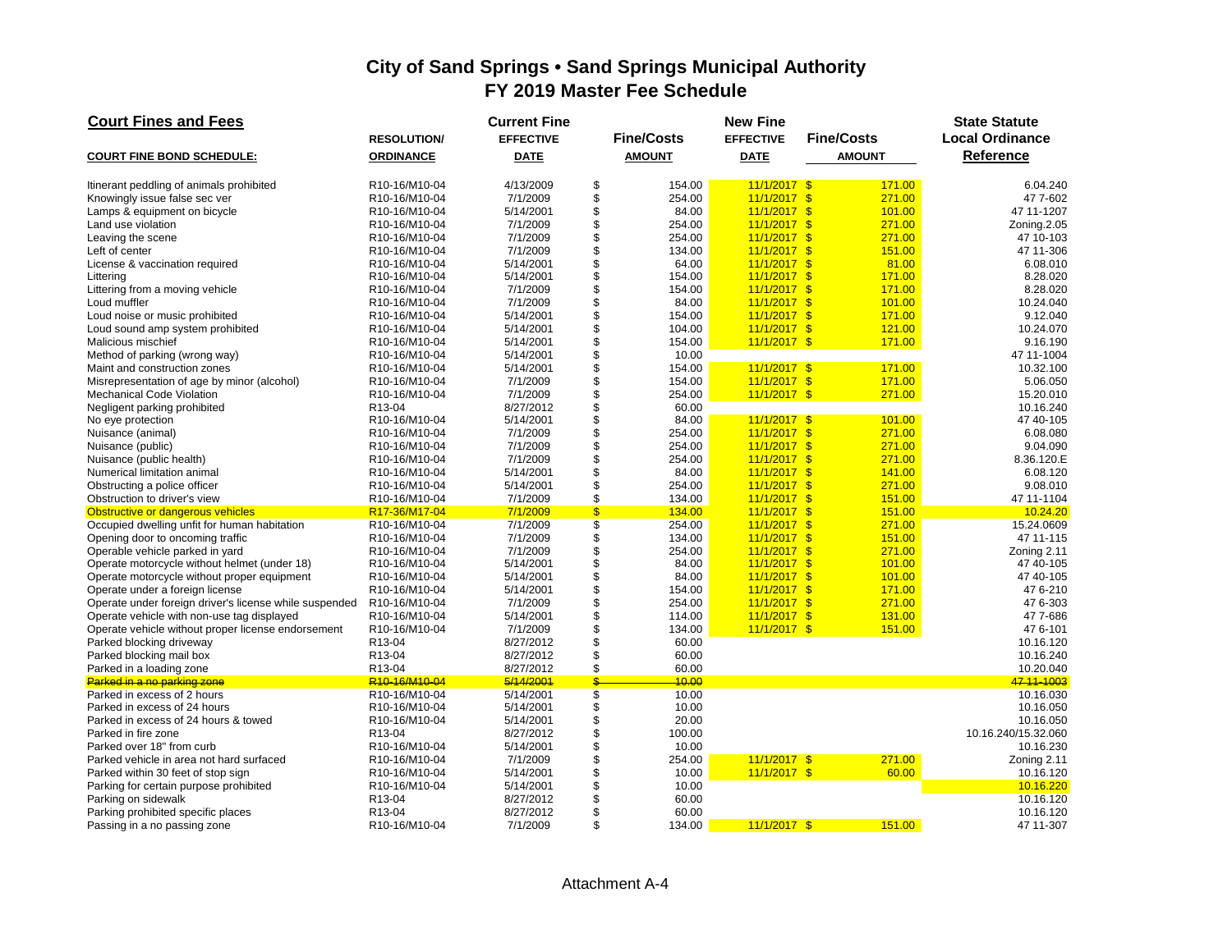# City of Sand Springs • Sand Springs Municipal Authority
## FY 2019 Master Fee Schedule

| Court Fines and Fees | | Current Fine | | New Fine | | State Statute |
|---|---|---|---|---|---|---|
| | RESOLUTION/ | EFFECTIVE | Fine/Costs | EFFECTIVE | Fine/Costs | Local Ordinance |
| COURT FINE BOND SCHEDULE: | ORDINANCE | DATE | AMOUNT | DATE | AMOUNT | Reference |
| Itinerant peddling of animals prohibited | R10-16/M10-04 | 4/13/2009 | $ 154.00 | 11/1/2017 | $ 171.00 | 6.04.240 |
| Knowingly issue false sec ver | R10-16/M10-04 | 7/1/2009 | $ 254.00 | 11/1/2017 | $ 271.00 | 47 7-602 |
| Lamps & equipment on bicycle | R10-16/M10-04 | 5/14/2001 | $ 84.00 | 11/1/2017 | $ 101.00 | 47 11-1207 |
| Land use violation | R10-16/M10-04 | 7/1/2009 | $ 254.00 | 11/1/2017 | $ 271.00 | Zoning.2.05 |
| Leaving the scene | R10-16/M10-04 | 7/1/2009 | $ 254.00 | 11/1/2017 | $ 271.00 | 47 10-103 |
| Left of center | R10-16/M10-04 | 7/1/2009 | $ 134.00 | 11/1/2017 | $ 151.00 | 47 11-306 |
| License & vaccination required | R10-16/M10-04 | 5/14/2001 | $ 64.00 | 11/1/2017 | $ 81.00 | 6.08.010 |
| Littering | R10-16/M10-04 | 5/14/2001 | $ 154.00 | 11/1/2017 | $ 171.00 | 8.28.020 |
| Littering from a moving vehicle | R10-16/M10-04 | 7/1/2009 | $ 154.00 | 11/1/2017 | $ 171.00 | 8.28.020 |
| Loud muffler | R10-16/M10-04 | 7/1/2009 | $ 84.00 | 11/1/2017 | $ 101.00 | 10.24.040 |
| Loud noise or music prohibited | R10-16/M10-04 | 5/14/2001 | $ 154.00 | 11/1/2017 | $ 171.00 | 9.12.040 |
| Loud sound amp system prohibited | R10-16/M10-04 | 5/14/2001 | $ 104.00 | 11/1/2017 | $ 121.00 | 10.24.070 |
| Malicious mischief | R10-16/M10-04 | 5/14/2001 | $ 154.00 | 11/1/2017 | $ 171.00 | 9.16.190 |
| Method of parking (wrong way) | R10-16/M10-04 | 5/14/2001 | $ 10.00 | | | 47 11-1004 |
| Maint and construction zones | R10-16/M10-04 | 5/14/2001 | $ 154.00 | 11/1/2017 | $ 171.00 | 10.32.100 |
| Misrepresentation of age by minor (alcohol) | R10-16/M10-04 | 7/1/2009 | $ 154.00 | 11/1/2017 | $ 171.00 | 5.06.050 |
| Mechanical Code Violation | R10-16/M10-04 | 7/1/2009 | $ 254.00 | 11/1/2017 | $ 271.00 | 15.20.010 |
| Negligent parking prohibited | R13-04 | 8/27/2012 | $ 60.00 | | | 10.16.240 |
| No eye protection | R10-16/M10-04 | 5/14/2001 | $ 84.00 | 11/1/2017 | $ 101.00 | 47 40-105 |
| Nuisance (animal) | R10-16/M10-04 | 7/1/2009 | $ 254.00 | 11/1/2017 | $ 271.00 | 6.08.080 |
| Nuisance (public) | R10-16/M10-04 | 7/1/2009 | $ 254.00 | 11/1/2017 | $ 271.00 | 9.04.090 |
| Nuisance (public health) | R10-16/M10-04 | 7/1/2009 | $ 254.00 | 11/1/2017 | $ 271.00 | 8.36.120.E |
| Numerical limitation animal | R10-16/M10-04 | 5/14/2001 | $ 84.00 | 11/1/2017 | $ 141.00 | 6.08.120 |
| Obstructing a police officer | R10-16/M10-04 | 5/14/2001 | $ 254.00 | 11/1/2017 | $ 271.00 | 9.08.010 |
| Obstruction to driver's view | R10-16/M10-04 | 7/1/2009 | $ 134.00 | 11/1/2017 | $ 151.00 | 47 11-1104 |
| Obstructive or dangerous vehicles | R17-36/M17-04 | 7/1/2009 | $ 134.00 | 11/1/2017 | $ 151.00 | 10.24.20 |
| Occupied dwelling unfit for human habitation | R10-16/M10-04 | 7/1/2009 | $ 254.00 | 11/1/2017 | $ 271.00 | 15.24.0609 |
| Opening door to oncoming traffic | R10-16/M10-04 | 7/1/2009 | $ 134.00 | 11/1/2017 | $ 151.00 | 47 11-115 |
| Operable vehicle parked in yard | R10-16/M10-04 | 7/1/2009 | $ 254.00 | 11/1/2017 | $ 271.00 | Zoning 2.11 |
| Operate motorcycle without helmet (under 18) | R10-16/M10-04 | 5/14/2001 | $ 84.00 | 11/1/2017 | $ 101.00 | 47 40-105 |
| Operate motorcycle without proper equipment | R10-16/M10-04 | 5/14/2001 | $ 84.00 | 11/1/2017 | $ 101.00 | 47 40-105 |
| Operate under a foreign license | R10-16/M10-04 | 5/14/2001 | $ 154.00 | 11/1/2017 | $ 171.00 | 47 6-210 |
| Operate under foreign driver's license while suspended | R10-16/M10-04 | 7/1/2009 | $ 254.00 | 11/1/2017 | $ 271.00 | 47 6-303 |
| Operate vehicle with non-use tag displayed | R10-16/M10-04 | 5/14/2001 | $ 114.00 | 11/1/2017 | $ 131.00 | 47 7-686 |
| Operate vehicle without proper license endorsement | R10-16/M10-04 | 7/1/2009 | $ 134.00 | 11/1/2017 | $ 151.00 | 47 6-101 |
| Parked blocking driveway | R13-04 | 8/27/2012 | $ 60.00 | | | 10.16.120 |
| Parked blocking mail box | R13-04 | 8/27/2012 | $ 60.00 | | | 10.16.240 |
| Parked in a loading zone | R13-04 | 8/27/2012 | $ 60.00 | | | 10.20.040 |
| ~~Parked in a no parking zone~~ | ~~R10-16/M10-04~~ | ~~5/14/2001~~ | ~~$ 10.00~~ | | | ~~47 11-1003~~ |
| Parked in excess of 2 hours | R10-16/M10-04 | 5/14/2001 | $ 10.00 | | | 10.16.030 |
| Parked in excess of 24 hours | R10-16/M10-04 | 5/14/2001 | $ 10.00 | | | 10.16.050 |
| Parked in excess of 24 hours & towed | R10-16/M10-04 | 5/14/2001 | $ 20.00 | | | 10.16.050 |
| Parked in fire zone | R13-04 | 8/27/2012 | $ 100.00 | | | 10.16.240/15.32.060 |
| Parked over 18" from curb | R10-16/M10-04 | 5/14/2001 | $ 10.00 | | | 10.16.230 |
| Parked vehicle in area not hard surfaced | R10-16/M10-04 | 7/1/2009 | $ 254.00 | 11/1/2017 | $ 271.00 | Zoning 2.11 |
| Parked within 30 feet of stop sign | R10-16/M10-04 | 5/14/2001 | $ 10.00 | 11/1/2017 | $ 60.00 | 10.16.120 |
| Parking for certain purpose prohibited | R10-16/M10-04 | 5/14/2001 | $ 10.00 | | | 10.16.220 |
| Parking on sidewalk | R13-04 | 8/27/2012 | $ 60.00 | | | 10.16.120 |
| Parking prohibited specific places | R13-04 | 8/27/2012 | $ 60.00 | | | 10.16.120 |
| Passing in a no passing zone | R10-16/M10-04 | 7/1/2009 | $ 134.00 | 11/1/2017 | $ 151.00 | 47 11-307 |

Attachment A-4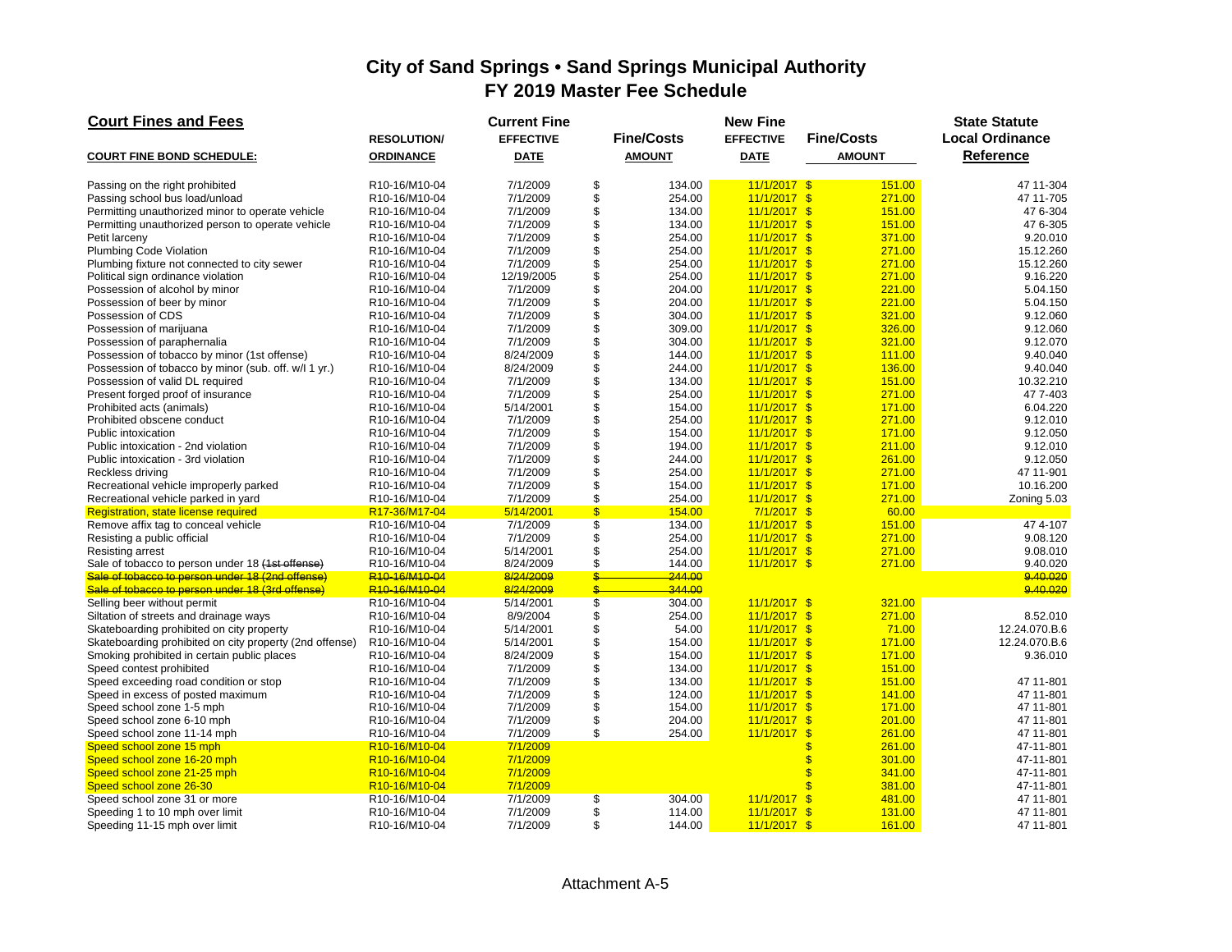# City of Sand Springs • Sand Springs Municipal Authority
## FY 2019 Master Fee Schedule

| Court Fines and Fees | | Current Fine | | New Fine | | State Statute |
|---|---|---|---|---|---|---|
| COURT FINE BOND SCHEDULE: | RESOLUTION/ ORDINANCE | EFFECTIVE DATE | Fine/Costs AMOUNT | EFFECTIVE DATE | Fine/Costs AMOUNT | Local Ordinance Reference |
| Passing on the right prohibited | R10-16/M10-04 | 7/1/2009 | $ 134.00 | 11/1/2017 | $ 151.00 | 47 11-304 |
| Passing school bus load/unload | R10-16/M10-04 | 7/1/2009 | $ 254.00 | 11/1/2017 | $ 271.00 | 47 11-705 |
| Permitting unauthorized minor to operate vehicle | R10-16/M10-04 | 7/1/2009 | $ 134.00 | 11/1/2017 | $ 151.00 | 47 6-304 |
| Permitting unauthorized person to operate vehicle | R10-16/M10-04 | 7/1/2009 | $ 134.00 | 11/1/2017 | $ 151.00 | 47 6-305 |
| Petit larceny | R10-16/M10-04 | 7/1/2009 | $ 254.00 | 11/1/2017 | $ 371.00 | 9.20.010 |
| Plumbing Code Violation | R10-16/M10-04 | 7/1/2009 | $ 254.00 | 11/1/2017 | $ 271.00 | 15.12.260 |
| Plumbing fixture not connected to city sewer | R10-16/M10-04 | 7/1/2009 | $ 254.00 | 11/1/2017 | $ 271.00 | 15.12.260 |
| Political sign ordinance violation | R10-16/M10-04 | 12/19/2005 | $ 254.00 | 11/1/2017 | $ 271.00 | 9.16.220 |
| Possession of alcohol by minor | R10-16/M10-04 | 7/1/2009 | $ 204.00 | 11/1/2017 | $ 221.00 | 5.04.150 |
| Possession of beer by minor | R10-16/M10-04 | 7/1/2009 | $ 204.00 | 11/1/2017 | $ 221.00 | 5.04.150 |
| Possession of CDS | R10-16/M10-04 | 7/1/2009 | $ 304.00 | 11/1/2017 | $ 321.00 | 9.12.060 |
| Possession of marijuana | R10-16/M10-04 | 7/1/2009 | $ 309.00 | 11/1/2017 | $ 326.00 | 9.12.060 |
| Possession of paraphernalia | R10-16/M10-04 | 7/1/2009 | $ 304.00 | 11/1/2017 | $ 321.00 | 9.12.070 |
| Possession of tobacco by minor (1st offense) | R10-16/M10-04 | 8/24/2009 | $ 144.00 | 11/1/2017 | $ 111.00 | 9.40.040 |
| Possession of tobacco by minor (sub. off. w/I 1 yr.) | R10-16/M10-04 | 8/24/2009 | $ 244.00 | 11/1/2017 | $ 136.00 | 9.40.040 |
| Possession of valid DL required | R10-16/M10-04 | 7/1/2009 | $ 134.00 | 11/1/2017 | $ 151.00 | 10.32.210 |
| Present forged proof of insurance | R10-16/M10-04 | 7/1/2009 | $ 254.00 | 11/1/2017 | $ 271.00 | 47 7-403 |
| Prohibited acts (animals) | R10-16/M10-04 | 5/14/2001 | $ 154.00 | 11/1/2017 | $ 171.00 | 6.04.220 |
| Prohibited obscene conduct | R10-16/M10-04 | 7/1/2009 | $ 254.00 | 11/1/2017 | $ 271.00 | 9.12.010 |
| Public intoxication | R10-16/M10-04 | 7/1/2009 | $ 154.00 | 11/1/2017 | $ 171.00 | 9.12.050 |
| Public intoxication - 2nd violation | R10-16/M10-04 | 7/1/2009 | $ 194.00 | 11/1/2017 | $ 211.00 | 9.12.010 |
| Public intoxication - 3rd violation | R10-16/M10-04 | 7/1/2009 | $ 244.00 | 11/1/2017 | $ 261.00 | 9.12.050 |
| Reckless driving | R10-16/M10-04 | 7/1/2009 | $ 254.00 | 11/1/2017 | $ 271.00 | 47 11-901 |
| Recreational vehicle improperly parked | R10-16/M10-04 | 7/1/2009 | $ 154.00 | 11/1/2017 | $ 171.00 | 10.16.200 |
| Recreational vehicle parked in yard | R10-16/M10-04 | 7/1/2009 | $ 254.00 | 11/1/2017 | $ 271.00 | Zoning 5.03 |
| Registration, state license required | R17-36/M17-04 | 5/14/2001 | $ 154.00 | 7/1/2017 | $ 60.00 | |
| Remove affix tag to conceal vehicle | R10-16/M10-04 | 7/1/2009 | $ 134.00 | 11/1/2017 | $ 151.00 | 47 4-107 |
| Resisting a public official | R10-16/M10-04 | 7/1/2009 | $ 254.00 | 11/1/2017 | $ 271.00 | 9.08.120 |
| Resisting arrest | R10-16/M10-04 | 5/14/2001 | $ 254.00 | 11/1/2017 | $ 271.00 | 9.08.010 |
| Sale of tobacco to person under 18 ~~(1st offense)~~ | R10-16/M10-04 | 8/24/2009 | $ 144.00 | 11/1/2017 | $ 271.00 | 9.40.020 |
| ~~Sale of tobacco to person under 18 (2nd offense)~~ | ~~R10-16/M10-04~~ | ~~8/24/2009~~ | ~~$ 244.00~~ | | | ~~9.40.020~~ |
| ~~Sale of tobacco to person under 18 (3rd offense)~~ | ~~R10-16/M10-04~~ | ~~8/24/2009~~ | ~~$ 344.00~~ | | | ~~9.40.020~~ |
| Selling beer without permit | R10-16/M10-04 | 5/14/2001 | $ 304.00 | 11/1/2017 | $ 321.00 | |
| Siltation of streets and drainage ways | R10-16/M10-04 | 8/9/2004 | $ 254.00 | 11/1/2017 | $ 271.00 | 8.52.010 |
| Skateboarding prohibited on city property | R10-16/M10-04 | 5/14/2001 | $ 54.00 | 11/1/2017 | $ 71.00 | 12.24.070.B.6 |
| Skateboarding prohibited on city property (2nd offense) | R10-16/M10-04 | 5/14/2001 | $ 154.00 | 11/1/2017 | $ 171.00 | 12.24.070.B.6 |
| Smoking prohibited in certain public places | R10-16/M10-04 | 8/24/2009 | $ 154.00 | 11/1/2017 | $ 171.00 | 9.36.010 |
| Speed contest prohibited | R10-16/M10-04 | 7/1/2009 | $ 134.00 | 11/1/2017 | $ 151.00 | |
| Speed exceeding road condition or stop | R10-16/M10-04 | 7/1/2009 | $ 134.00 | 11/1/2017 | $ 151.00 | 47 11-801 |
| Speed in excess of posted maximum | R10-16/M10-04 | 7/1/2009 | $ 124.00 | 11/1/2017 | $ 141.00 | 47 11-801 |
| Speed school zone 1-5 mph | R10-16/M10-04 | 7/1/2009 | $ 154.00 | 11/1/2017 | $ 171.00 | 47 11-801 |
| Speed school zone 6-10 mph | R10-16/M10-04 | 7/1/2009 | $ 204.00 | 11/1/2017 | $ 201.00 | 47 11-801 |
| Speed school zone 11-14 mph | R10-16/M10-04 | 7/1/2009 | $ 254.00 | 11/1/2017 | $ 261.00 | 47 11-801 |
| Speed school zone 15 mph | R10-16/M10-04 | 7/1/2009 | | | $ 261.00 | 47-11-801 |
| Speed school zone 16-20 mph | R10-16/M10-04 | 7/1/2009 | | | $ 301.00 | 47-11-801 |
| Speed school zone 21-25 mph | R10-16/M10-04 | 7/1/2009 | | | $ 341.00 | 47-11-801 |
| Speed school zone 26-30 | R10-16/M10-04 | 7/1/2009 | | | $ 381.00 | 47-11-801 |
| Speed school zone 31 or more | R10-16/M10-04 | 7/1/2009 | $ 304.00 | 11/1/2017 | $ 481.00 | 47 11-801 |
| Speeding 1 to 10 mph over limit | R10-16/M10-04 | 7/1/2009 | $ 114.00 | 11/1/2017 | $ 131.00 | 47 11-801 |
| Speeding 11-15 mph over limit | R10-16/M10-04 | 7/1/2009 | $ 144.00 | 11/1/2017 | $ 161.00 | 47 11-801 |

Attachment A-5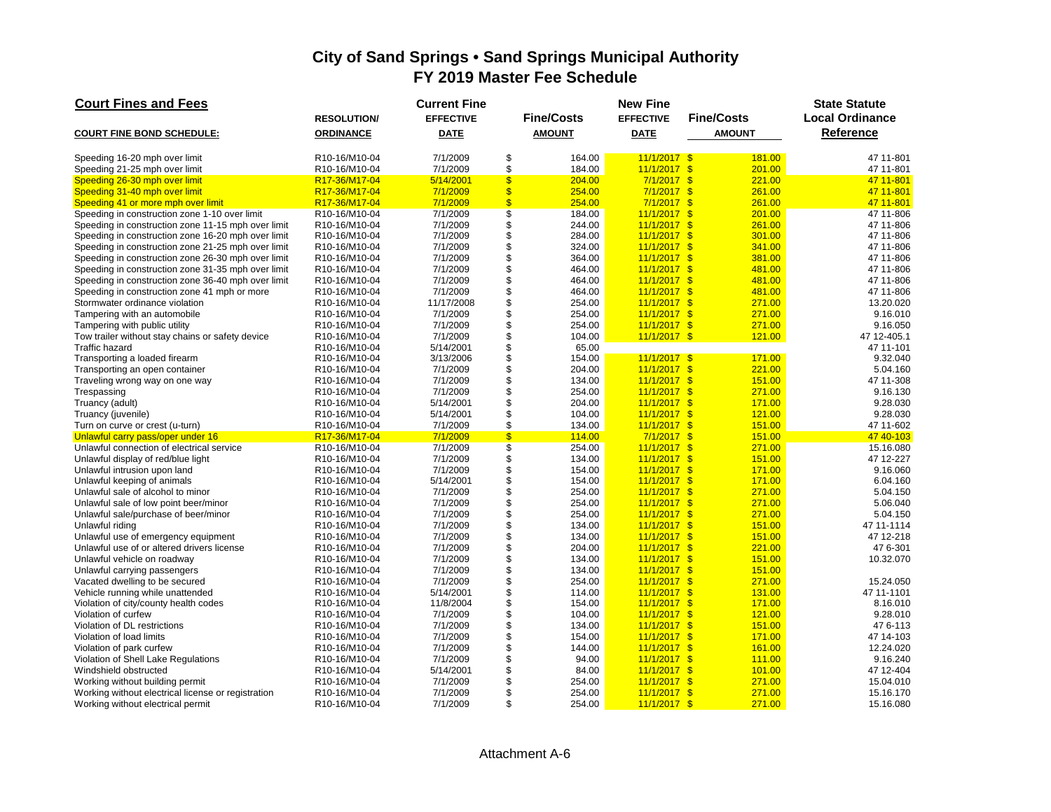# City of Sand Springs • Sand Springs Municipal Authority
## FY 2019 Master Fee Schedule

| Court Fines and Fees | | Current Fine | | New Fine | | State Statute |
|---|---|---|---|---|---|---|
| | RESOLUTION/ | EFFECTIVE | Fine/Costs | EFFECTIVE | Fine/Costs | Local Ordinance |
| COURT FINE BOND SCHEDULE: | ORDINANCE | DATE | AMOUNT | DATE | AMOUNT | Reference |
| Speeding 16-20 mph over limit | R10-16/M10-04 | 7/1/2009 | $ 164.00 | 11/1/2017 | $ 181.00 | 47 11-801 |
| Speeding 21-25 mph over limit | R10-16/M10-04 | 7/1/2009 | $ 184.00 | 11/1/2017 | $ 201.00 | 47 11-801 |
| Speeding 26-30 mph over limit | R17-36/M17-04 | 5/14/2001 | $ 204.00 | 7/1/2017 | $ 221.00 | 47 11-801 |
| Speeding 31-40 mph over limit | R17-36/M17-04 | 7/1/2009 | $ 254.00 | 7/1/2017 | $ 261.00 | 47 11-801 |
| Speeding 41 or more mph over limit | R17-36/M17-04 | 7/1/2009 | $ 254.00 | 7/1/2017 | $ 261.00 | 47 11-801 |
| Speeding in construction zone 1-10 over limit | R10-16/M10-04 | 7/1/2009 | $ 184.00 | 11/1/2017 | $ 201.00 | 47 11-806 |
| Speeding in construction zone 11-15 mph over limit | R10-16/M10-04 | 7/1/2009 | $ 244.00 | 11/1/2017 | $ 261.00 | 47 11-806 |
| Speeding in construction zone 16-20 mph over limit | R10-16/M10-04 | 7/1/2009 | $ 284.00 | 11/1/2017 | $ 301.00 | 47 11-806 |
| Speeding in construction zone 21-25 mph over limit | R10-16/M10-04 | 7/1/2009 | $ 324.00 | 11/1/2017 | $ 341.00 | 47 11-806 |
| Speeding in construction zone 26-30 mph over limit | R10-16/M10-04 | 7/1/2009 | $ 364.00 | 11/1/2017 | $ 381.00 | 47 11-806 |
| Speeding in construction zone 31-35 mph over limit | R10-16/M10-04 | 7/1/2009 | $ 464.00 | 11/1/2017 | $ 481.00 | 47 11-806 |
| Speeding in construction zone 36-40 mph over limit | R10-16/M10-04 | 7/1/2009 | $ 464.00 | 11/1/2017 | $ 481.00 | 47 11-806 |
| Speeding in construction zone 41 mph or more | R10-16/M10-04 | 7/1/2009 | $ 464.00 | 11/1/2017 | $ 481.00 | 47 11-806 |
| Stormwater ordinance violation | R10-16/M10-04 | 11/17/2008 | $ 254.00 | 11/1/2017 | $ 271.00 | 13.20.020 |
| Tampering with an automobile | R10-16/M10-04 | 7/1/2009 | $ 254.00 | 11/1/2017 | $ 271.00 | 9.16.010 |
| Tampering with public utility | R10-16/M10-04 | 7/1/2009 | $ 254.00 | 11/1/2017 | $ 271.00 | 9.16.050 |
| Tow trailer without stay chains or safety device | R10-16/M10-04 | 7/1/2009 | $ 104.00 | 11/1/2017 | $ 121.00 | 47 12-405.1 |
| Traffic hazard | R10-16/M10-04 | 5/14/2001 | $ 65.00 | | | 47 11-101 |
| Transporting a loaded firearm | R10-16/M10-04 | 3/13/2006 | $ 154.00 | 11/1/2017 | $ 171.00 | 9.32.040 |
| Transporting an open container | R10-16/M10-04 | 7/1/2009 | $ 204.00 | 11/1/2017 | $ 221.00 | 5.04.160 |
| Traveling wrong way on one way | R10-16/M10-04 | 7/1/2009 | $ 134.00 | 11/1/2017 | $ 151.00 | 47 11-308 |
| Trespassing | R10-16/M10-04 | 7/1/2009 | $ 254.00 | 11/1/2017 | $ 271.00 | 9.16.130 |
| Truancy (adult) | R10-16/M10-04 | 5/14/2001 | $ 204.00 | 11/1/2017 | $ 171.00 | 9.28.030 |
| Truancy (juvenile) | R10-16/M10-04 | 5/14/2001 | $ 104.00 | 11/1/2017 | $ 121.00 | 9.28.030 |
| Turn on curve or crest (u-turn) | R10-16/M10-04 | 7/1/2009 | $ 134.00 | 11/1/2017 | $ 151.00 | 47 11-602 |
| Unlawful carry pass/oper under 16 | R17-36/M17-04 | 7/1/2009 | $ 114.00 | 7/1/2017 | $ 151.00 | 47 40-103 |
| Unlawful connection of electrical service | R10-16/M10-04 | 7/1/2009 | $ 254.00 | 11/1/2017 | $ 271.00 | 15.16.080 |
| Unlawful display of red/blue light | R10-16/M10-04 | 7/1/2009 | $ 134.00 | 11/1/2017 | $ 151.00 | 47 12-227 |
| Unlawful intrusion upon land | R10-16/M10-04 | 7/1/2009 | $ 154.00 | 11/1/2017 | $ 171.00 | 9.16.060 |
| Unlawful keeping of animals | R10-16/M10-04 | 5/14/2001 | $ 154.00 | 11/1/2017 | $ 171.00 | 6.04.160 |
| Unlawful sale of alcohol to minor | R10-16/M10-04 | 7/1/2009 | $ 254.00 | 11/1/2017 | $ 271.00 | 5.04.150 |
| Unlawful sale of low point beer/minor | R10-16/M10-04 | 7/1/2009 | $ 254.00 | 11/1/2017 | $ 271.00 | 5.06.040 |
| Unlawful sale/purchase of beer/minor | R10-16/M10-04 | 7/1/2009 | $ 254.00 | 11/1/2017 | $ 271.00 | 5.04.150 |
| Unlawful riding | R10-16/M10-04 | 7/1/2009 | $ 134.00 | 11/1/2017 | $ 151.00 | 47 11-1114 |
| Unlawful use of emergency equipment | R10-16/M10-04 | 7/1/2009 | $ 134.00 | 11/1/2017 | $ 151.00 | 47 12-218 |
| Unlawful use of or altered drivers license | R10-16/M10-04 | 7/1/2009 | $ 204.00 | 11/1/2017 | $ 221.00 | 47 6-301 |
| Unlawful vehicle on roadway | R10-16/M10-04 | 7/1/2009 | $ 134.00 | 11/1/2017 | $ 151.00 | 10.32.070 |
| Unlawful carrying passengers | R10-16/M10-04 | 7/1/2009 | $ 134.00 | 11/1/2017 | $ 151.00 | |
| Vacated dwelling to be secured | R10-16/M10-04 | 7/1/2009 | $ 254.00 | 11/1/2017 | $ 271.00 | 15.24.050 |
| Vehicle running while unattended | R10-16/M10-04 | 5/14/2001 | $ 114.00 | 11/1/2017 | $ 131.00 | 47 11-1101 |
| Violation of city/county health codes | R10-16/M10-04 | 11/8/2004 | $ 154.00 | 11/1/2017 | $ 171.00 | 8.16.010 |
| Violation of curfew | R10-16/M10-04 | 7/1/2009 | $ 104.00 | 11/1/2017 | $ 121.00 | 9.28.010 |
| Violation of DL restrictions | R10-16/M10-04 | 7/1/2009 | $ 134.00 | 11/1/2017 | $ 151.00 | 47 6-113 |
| Violation of load limits | R10-16/M10-04 | 7/1/2009 | $ 154.00 | 11/1/2017 | $ 171.00 | 47 14-103 |
| Violation of park curfew | R10-16/M10-04 | 7/1/2009 | $ 144.00 | 11/1/2017 | $ 161.00 | 12.24.020 |
| Violation of Shell Lake Regulations | R10-16/M10-04 | 7/1/2009 | $ 94.00 | 11/1/2017 | $ 111.00 | 9.16.240 |
| Windshield obstructed | R10-16/M10-04 | 5/14/2001 | $ 84.00 | 11/1/2017 | $ 101.00 | 47 12-404 |
| Working without building permit | R10-16/M10-04 | 7/1/2009 | $ 254.00 | 11/1/2017 | $ 271.00 | 15.04.010 |
| Working without electrical license or registration | R10-16/M10-04 | 7/1/2009 | $ 254.00 | 11/1/2017 | $ 271.00 | 15.16.170 |
| Working without electrical permit | R10-16/M10-04 | 7/1/2009 | $ 254.00 | 11/1/2017 | $ 271.00 | 15.16.080 |

Attachment A-6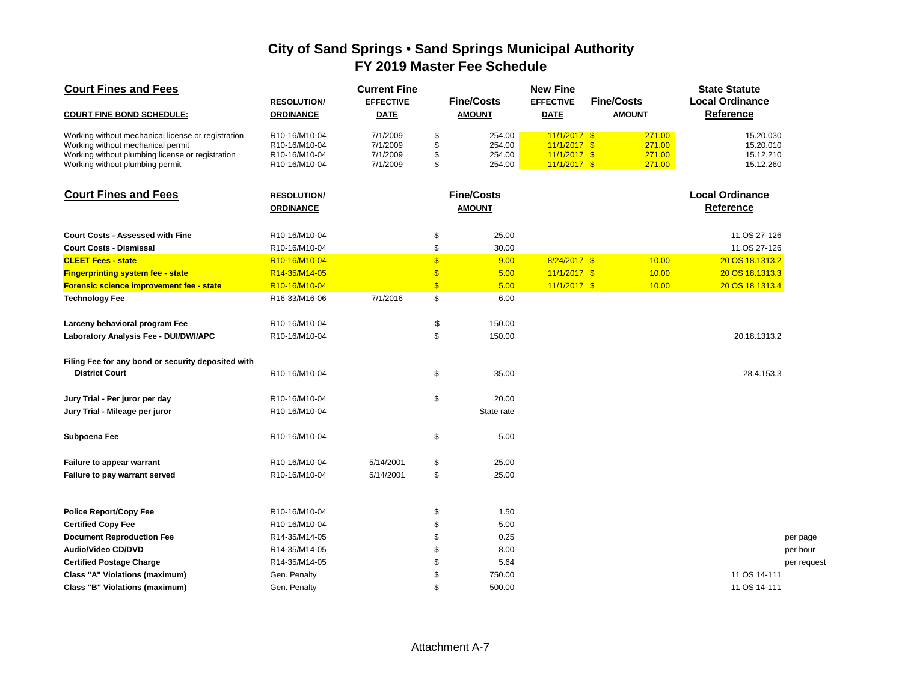# City of Sand Springs • Sand Springs Municipal Authority
## FY 2019 Master Fee Schedule

| Court Fines and Fees | RESOLUTION/ | Current Fine EFFECTIVE | Fine/Costs | New Fine EFFECTIVE | Fine/Costs | State Statute Local Ordinance |
|---|---|---|---|---|---|---|
| COURT FINE BOND SCHEDULE: | ORDINANCE | DATE | AMOUNT | DATE | AMOUNT | Reference |
| Working without mechanical license or registration | R10-16/M10-04 | 7/1/2009 | $ 254.00 | 11/1/2017 | $ 271.00 | 15.20.030 |
| Working without mechanical permit | R10-16/M10-04 | 7/1/2009 | $ 254.00 | 11/1/2017 | $ 271.00 | 15.20.010 |
| Working without plumbing license or registration | R10-16/M10-04 | 7/1/2009 | $ 254.00 | 11/1/2017 | $ 271.00 | 15.12.210 |
| Working without plumbing permit | R10-16/M10-04 | 7/1/2009 | $ 254.00 | 11/1/2017 | $ 271.00 | 15.12.260 |

| Court Fines and Fees | RESOLUTION/ ORDINANCE | | Fine/Costs AMOUNT | | | Local Ordinance Reference | |
|---|---|---|---|---|---|---|---|
| **Court Costs - Assessed with Fine** | R10-16/M10-04 | | $ 25.00 | | | 11.OS 27-126 | |
| **Court Costs - Dismissal** | R10-16/M10-04 | | $ 30.00 | | | 11.OS 27-126 | |
| **CLEET Fees - state** | R10-16/M10-04 | | $ 9.00 | 8/24/2017 | $ 10.00 | 20 OS 18.1313.2 | |
| **Fingerprinting system fee - state** | R14-35/M14-05 | | $ 5.00 | 11/1/2017 | $ 10.00 | 20 OS 18.1313.3 | |
| **Forensic science improvement fee - state** | R10-16/M10-04 | | $ 5.00 | 11/1/2017 | $ 10.00 | 20 OS 18 1313.4 | |
| **Technology Fee** | R16-33/M16-06 | 7/1/2016 | $ 6.00 | | | | |
| **Larceny behavioral program Fee** | R10-16/M10-04 | | $ 150.00 | | | | |
| **Laboratory Analysis Fee - DUI/DWI/APC** | R10-16/M10-04 | | $ 150.00 | | | 20.18.1313.2 | |
| **Filing Fee for any bond or security deposited with District Court** | R10-16/M10-04 | | $ 35.00 | | | 28.4.153.3 | |
| **Jury Trial - Per juror per day** | R10-16/M10-04 | | $ 20.00 | | | | |
| **Jury Trial - Mileage per juror** | R10-16/M10-04 | | State rate | | | | |
| **Subpoena Fee** | R10-16/M10-04 | | $ 5.00 | | | | |
| **Failure to appear warrant** | R10-16/M10-04 | 5/14/2001 | $ 25.00 | | | | |
| **Failure to pay warrant served** | R10-16/M10-04 | 5/14/2001 | $ 25.00 | | | | |
| **Police Report/Copy Fee** | R10-16/M10-04 | | $ 1.50 | | | | |
| **Certified Copy Fee** | R10-16/M10-04 | | $ 5.00 | | | | |
| **Document Reproduction Fee** | R14-35/M14-05 | | $ 0.25 | | | | per page |
| **Audio/Video CD/DVD** | R14-35/M14-05 | | $ 8.00 | | | | per hour |
| **Certified Postage Charge** | R14-35/M14-05 | | $ 5.64 | | | | per request |
| **Class "A" Violations (maximum)** | Gen. Penalty | | $ 750.00 | | | 11 OS 14-111 | |
| **Class "B" Violations (maximum)** | Gen. Penalty | | $ 500.00 | | | 11 OS 14-111 | |

Attachment A-7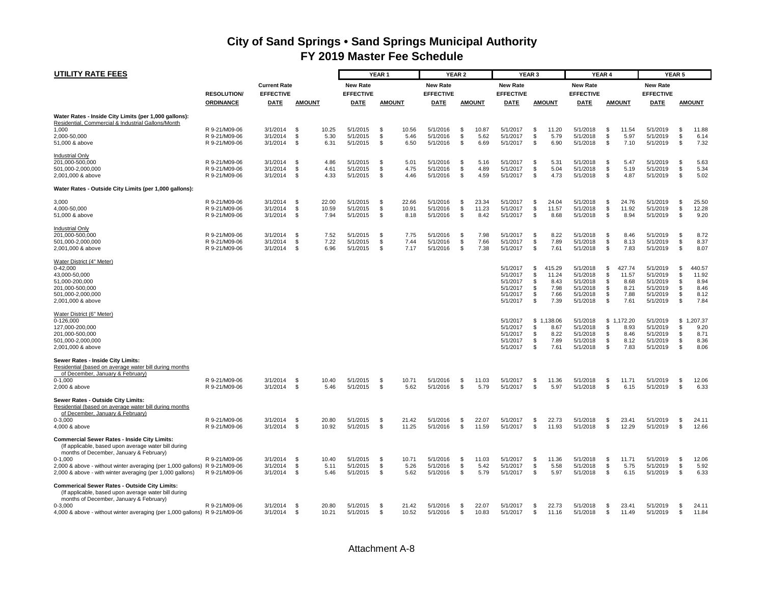# City of Sand Springs • Sand Springs Municipal Authority
## FY 2019 Master Fee Schedule

**UTILITY RATE FEES**

| | | | | YEAR 1 | | YEAR 2 | | YEAR 3 | | YEAR 4 | | YEAR 5 | |
|---|---|---|---|---|---|---|---|---|---|---|---|---|---|
| | RESOLUTION/ ORDINANCE | Current Rate EFFECTIVE DATE | AMOUNT | New Rate EFFECTIVE DATE | AMOUNT | New Rate EFFECTIVE DATE | AMOUNT | New Rate EFFECTIVE DATE | AMOUNT | New Rate EFFECTIVE DATE | AMOUNT | New Rate EFFECTIVE DATE | AMOUNT |
| **Water Rates - Inside City Limits (per 1,000 gallons):** | | | | | | | | | | | | | |
| Residential, Commercial & Industrial Gallons/Month | | | | | | | | | | | | | |
| 1,000 | R 9-21/M09-06 | 3/1/2014 | $ 10.25 | 5/1/2015 | $ 10.56 | 5/1/2016 | $ 10.87 | 5/1/2017 | $ 11.20 | 5/1/2018 | $ 11.54 | 5/1/2019 | $ 11.88 |
| 2,000-50,000 | R 9-21/M09-06 | 3/1/2014 | $ 5.30 | 5/1/2015 | $ 5.46 | 5/1/2016 | $ 5.62 | 5/1/2017 | $ 5.79 | 5/1/2018 | $ 5.97 | 5/1/2019 | $ 6.14 |
| 51,000 & above | R 9-21/M09-06 | 3/1/2014 | $ 6.31 | 5/1/2015 | $ 6.50 | 5/1/2016 | $ 6.69 | 5/1/2017 | $ 6.90 | 5/1/2018 | $ 7.10 | 5/1/2019 | $ 7.32 |
| Industrial Only | | | | | | | | | | | | | |
| 201,000-500,000 | R 9-21/M09-06 | 3/1/2014 | $ 4.86 | 5/1/2015 | $ 5.01 | 5/1/2016 | $ 5.16 | 5/1/2017 | $ 5.31 | 5/1/2018 | $ 5.47 | 5/1/2019 | $ 5.63 |
| 501,000-2,000,000 | R 9-21/M09-06 | 3/1/2014 | $ 4.61 | 5/1/2015 | $ 4.75 | 5/1/2016 | $ 4.89 | 5/1/2017 | $ 5.04 | 5/1/2018 | $ 5.19 | 5/1/2019 | $ 5.34 |
| 2,001,000 & above | R 9-21/M09-06 | 3/1/2014 | $ 4.33 | 5/1/2015 | $ 4.46 | 5/1/2016 | $ 4.59 | 5/1/2017 | $ 4.73 | 5/1/2018 | $ 4.87 | 5/1/2019 | $ 5.02 |
| **Water Rates - Outside City Limits (per 1,000 gallons):** | | | | | | | | | | | | | |
| 3,000 | R 9-21/M09-06 | 3/1/2014 | $ 22.00 | 5/1/2015 | $ 22.66 | 5/1/2016 | $ 23.34 | 5/1/2017 | $ 24.04 | 5/1/2018 | $ 24.76 | 5/1/2019 | $ 25.50 |
| 4,000-50,000 | R 9-21/M09-06 | 3/1/2014 | $ 10.59 | 5/1/2015 | $ 10.91 | 5/1/2016 | $ 11.23 | 5/1/2017 | $ 11.57 | 5/1/2018 | $ 11.92 | 5/1/2019 | $ 12.28 |
| 51,000 & above | R 9-21/M09-06 | 3/1/2014 | $ 7.94 | 5/1/2015 | $ 8.18 | 5/1/2016 | $ 8.42 | 5/1/2017 | $ 8.68 | 5/1/2018 | $ 8.94 | 5/1/2019 | $ 9.20 |
| Industrial Only | | | | | | | | | | | | | |
| 201,000-500,000 | R 9-21/M09-06 | 3/1/2014 | $ 7.52 | 5/1/2015 | $ 7.75 | 5/1/2016 | $ 7.98 | 5/1/2017 | $ 8.22 | 5/1/2018 | $ 8.46 | 5/1/2019 | $ 8.72 |
| 501,000-2,000,000 | R 9-21/M09-06 | 3/1/2014 | $ 7.22 | 5/1/2015 | $ 7.44 | 5/1/2016 | $ 7.66 | 5/1/2017 | $ 7.89 | 5/1/2018 | $ 8.13 | 5/1/2019 | $ 8.37 |
| 2,001,000 & above | R 9-21/M09-06 | 3/1/2014 | $ 6.96 | 5/1/2015 | $ 7.17 | 5/1/2016 | $ 7.38 | 5/1/2017 | $ 7.61 | 5/1/2018 | $ 7.83 | 5/1/2019 | $ 8.07 |
| Water District (4" Meter) | | | | | | | | | | | | | |
| 0-42,000 | | | | | | | | 5/1/2017 | $ 415.29 | 5/1/2018 | $ 427.74 | 5/1/2019 | $ 440.57 |
| 43,000-50,000 | | | | | | | | 5/1/2017 | $ 11.24 | 5/1/2018 | $ 11.57 | 5/1/2019 | $ 11.92 |
| 51,000-200,000 | | | | | | | | 5/1/2017 | $ 8.43 | 5/1/2018 | $ 8.68 | 5/1/2019 | $ 8.94 |
| 201,000-500,000 | | | | | | | | 5/1/2017 | $ 7.98 | 5/1/2018 | $ 8.21 | 5/1/2019 | $ 8.46 |
| 501,000-2,000,000 | | | | | | | | 5/1/2017 | $ 7.66 | 5/1/2018 | $ 7.88 | 5/1/2019 | $ 8.12 |
| 2,001,000 & above | | | | | | | | 5/1/2017 | $ 7.39 | 5/1/2018 | $ 7.61 | 5/1/2019 | $ 7.84 |
| Water District (6" Meter) | | | | | | | | | | | | | |
| 0-126,000 | | | | | | | | 5/1/2017 | $ 1,138.06 | 5/1/2018 | $ 1,172.20 | 5/1/2019 | $ 1,207.37 |
| 127,000-200,000 | | | | | | | | 5/1/2017 | $ 8.67 | 5/1/2018 | $ 8.93 | 5/1/2019 | $ 9.20 |
| 201,000-500,000 | | | | | | | | 5/1/2017 | $ 8.22 | 5/1/2018 | $ 8.46 | 5/1/2019 | $ 8.71 |
| 501,000-2,000,000 | | | | | | | | 5/1/2017 | $ 7.89 | 5/1/2018 | $ 8.12 | 5/1/2019 | $ 8.36 |
| 2,001,000 & above | | | | | | | | 5/1/2017 | $ 7.61 | 5/1/2018 | $ 7.83 | 5/1/2019 | $ 8.06 |
| **Sewer Rates - Inside City Limits:** | | | | | | | | | | | | | |
| Residential (based on average water bill during months of December, January & February) | | | | | | | | | | | | | |
| 0-1,000 | R 9-21/M09-06 | 3/1/2014 | $ 10.40 | 5/1/2015 | $ 10.71 | 5/1/2016 | $ 11.03 | 5/1/2017 | $ 11.36 | 5/1/2018 | $ 11.71 | 5/1/2019 | $ 12.06 |
| 2,000 & above | R 9-21/M09-06 | 3/1/2014 | $ 5.46 | 5/1/2015 | $ 5.62 | 5/1/2016 | $ 5.79 | 5/1/2017 | $ 5.97 | 5/1/2018 | $ 6.15 | 5/1/2019 | $ 6.33 |
| **Sewer Rates - Outside City Limits:** | | | | | | | | | | | | | |
| Residential (based on average water bill during months of December, January & February) | | | | | | | | | | | | | |
| 0-3,000 | R 9-21/M09-06 | 3/1/2014 | $ 20.80 | 5/1/2015 | $ 21.42 | 5/1/2016 | $ 22.07 | 5/1/2017 | $ 22.73 | 5/1/2018 | $ 23.41 | 5/1/2019 | $ 24.11 |
| 4,000 & above | R 9-21/M09-06 | 3/1/2014 | $ 10.92 | 5/1/2015 | $ 11.25 | 5/1/2016 | $ 11.59 | 5/1/2017 | $ 11.93 | 5/1/2018 | $ 12.29 | 5/1/2019 | $ 12.66 |
| **Commercial Sewer Rates - Inside City Limits:** | | | | | | | | | | | | | |
| (If applicable, based upon average water bill during months of December, January & February) | | | | | | | | | | | | | |
| 0-1,000 | R 9-21/M09-06 | 3/1/2014 | $ 10.40 | 5/1/2015 | $ 10.71 | 5/1/2016 | $ 11.03 | 5/1/2017 | $ 11.36 | 5/1/2018 | $ 11.71 | 5/1/2019 | $ 12.06 |
| 2,000 & above - without winter averaging (per 1,000 gallons) | R 9-21/M09-06 | 3/1/2014 | $ 5.11 | 5/1/2015 | $ 5.26 | 5/1/2016 | $ 5.42 | 5/1/2017 | $ 5.58 | 5/1/2018 | $ 5.75 | 5/1/2019 | $ 5.92 |
| 2,000 & above - with winter averaging (per 1,000 gallons) | R 9-21/M09-06 | 3/1/2014 | $ 5.46 | 5/1/2015 | $ 5.62 | 5/1/2016 | $ 5.79 | 5/1/2017 | $ 5.97 | 5/1/2018 | $ 6.15 | 5/1/2019 | $ 6.33 |
| **Commerical Sewer Rates - Outside City Limits:** | | | | | | | | | | | | | |
| (If applicable, based upon average water bill during months of December, January & February) | | | | | | | | | | | | | |
| 0-3,000 | R 9-21/M09-06 | 3/1/2014 | $ 20.80 | 5/1/2015 | $ 21.42 | 5/1/2016 | $ 22.07 | 5/1/2017 | $ 22.73 | 5/1/2018 | $ 23.41 | 5/1/2019 | $ 24.11 |
| 4,000 & above - without winter averaging (per 1,000 gallons) | R 9-21/M09-06 | 3/1/2014 | $ 10.21 | 5/1/2015 | $ 10.52 | 5/1/2016 | $ 10.83 | 5/1/2017 | $ 11.16 | 5/1/2018 | $ 11.49 | 5/1/2019 | $ 11.84 |

Attachment A-8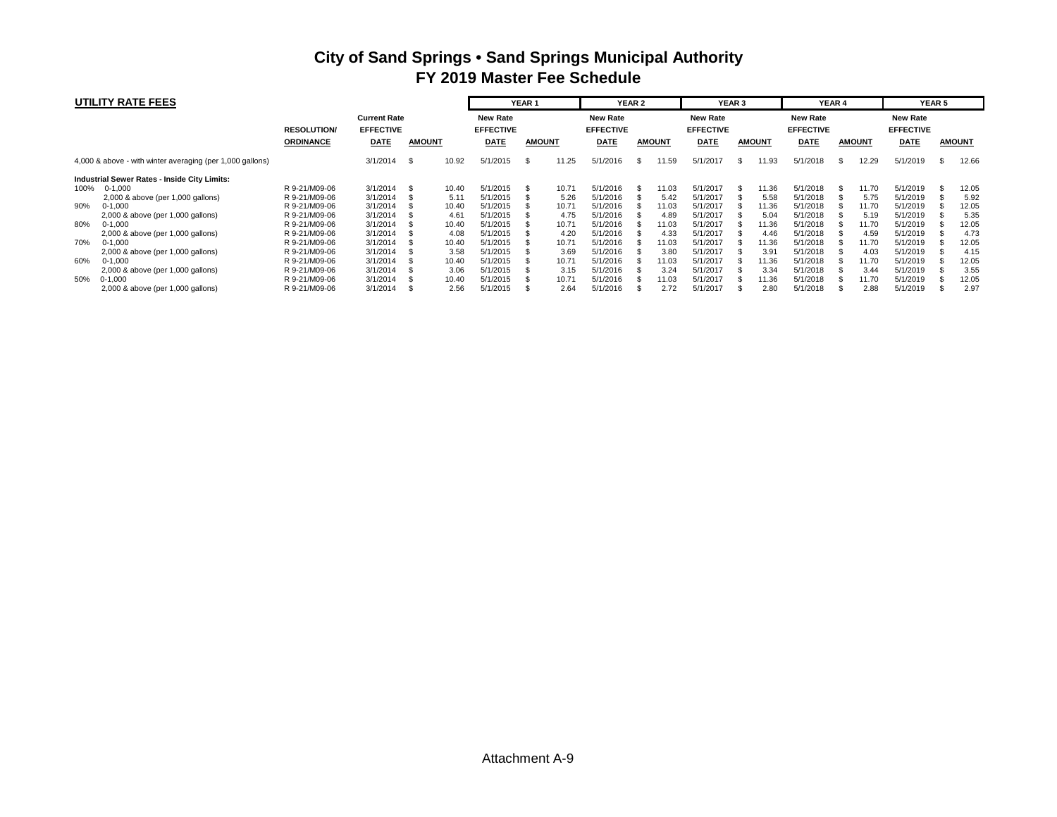# City of Sand Springs • Sand Springs Municipal Authority
## FY 2019 Master Fee Schedule

**UTILITY RATE FEES**

| | RESOLUTION/ ORDINANCE | Current Rate EFFECTIVE DATE | AMOUNT | YEAR 1 New Rate EFFECTIVE DATE | YEAR 1 AMOUNT | YEAR 2 New Rate EFFECTIVE DATE | YEAR 2 AMOUNT | YEAR 3 New Rate EFFECTIVE DATE | YEAR 3 AMOUNT | YEAR 4 New Rate EFFECTIVE DATE | YEAR 4 AMOUNT | YEAR 5 New Rate EFFECTIVE DATE | YEAR 5 AMOUNT |
|---|---|---|---|---|---|---|---|---|---|---|---|---|---|
| 4,000 & above - with winter averaging (per 1,000 gallons) | | 3/1/2014 | $ 10.92 | 5/1/2015 | $ 11.25 | 5/1/2016 | $ 11.59 | 5/1/2017 | $ 11.93 | 5/1/2018 | $ 12.29 | 5/1/2019 | $ 12.66 |
| **Industrial Sewer Rates - Inside City Limits:** | | | | | | | | | | | | | |
| 100% 0-1,000 | R 9-21/M09-06 | 3/1/2014 | $ 10.40 | 5/1/2015 | $ 10.71 | 5/1/2016 | $ 11.03 | 5/1/2017 | $ 11.36 | 5/1/2018 | $ 11.70 | 5/1/2019 | $ 12.05 |
| 2,000 & above (per 1,000 gallons) | R 9-21/M09-06 | 3/1/2014 | $ 5.11 | 5/1/2015 | $ 5.26 | 5/1/2016 | $ 5.42 | 5/1/2017 | $ 5.58 | 5/1/2018 | $ 5.75 | 5/1/2019 | $ 5.92 |
| 90% 0-1,000 | R 9-21/M09-06 | 3/1/2014 | $ 10.40 | 5/1/2015 | $ 10.71 | 5/1/2016 | $ 11.03 | 5/1/2017 | $ 11.36 | 5/1/2018 | $ 11.70 | 5/1/2019 | $ 12.05 |
| 2,000 & above (per 1,000 gallons) | R 9-21/M09-06 | 3/1/2014 | $ 4.61 | 5/1/2015 | $ 4.75 | 5/1/2016 | $ 4.89 | 5/1/2017 | $ 5.04 | 5/1/2018 | $ 5.19 | 5/1/2019 | $ 5.35 |
| 80% 0-1,000 | R 9-21/M09-06 | 3/1/2014 | $ 10.40 | 5/1/2015 | $ 10.71 | 5/1/2016 | $ 11.03 | 5/1/2017 | $ 11.36 | 5/1/2018 | $ 11.70 | 5/1/2019 | $ 12.05 |
| 2,000 & above (per 1,000 gallons) | R 9-21/M09-06 | 3/1/2014 | $ 4.08 | 5/1/2015 | $ 4.20 | 5/1/2016 | $ 4.33 | 5/1/2017 | $ 4.46 | 5/1/2018 | $ 4.59 | 5/1/2019 | $ 4.73 |
| 70% 0-1,000 | R 9-21/M09-06 | 3/1/2014 | $ 10.40 | 5/1/2015 | $ 10.71 | 5/1/2016 | $ 11.03 | 5/1/2017 | $ 11.36 | 5/1/2018 | $ 11.70 | 5/1/2019 | $ 12.05 |
| 2,000 & above (per 1,000 gallons) | R 9-21/M09-06 | 3/1/2014 | $ 3.58 | 5/1/2015 | $ 3.69 | 5/1/2016 | $ 3.80 | 5/1/2017 | $ 3.91 | 5/1/2018 | $ 4.03 | 5/1/2019 | $ 4.15 |
| 60% 0-1,000 | R 9-21/M09-06 | 3/1/2014 | $ 10.40 | 5/1/2015 | $ 10.71 | 5/1/2016 | $ 11.03 | 5/1/2017 | $ 11.36 | 5/1/2018 | $ 11.70 | 5/1/2019 | $ 12.05 |
| 2,000 & above (per 1,000 gallons) | R 9-21/M09-06 | 3/1/2014 | $ 3.06 | 5/1/2015 | $ 3.15 | 5/1/2016 | $ 3.24 | 5/1/2017 | $ 3.34 | 5/1/2018 | $ 3.44 | 5/1/2019 | $ 3.55 |
| 50% 0-1,000 | R 9-21/M09-06 | 3/1/2014 | $ 10.40 | 5/1/2015 | $ 10.71 | 5/1/2016 | $ 11.03 | 5/1/2017 | $ 11.36 | 5/1/2018 | $ 11.70 | 5/1/2019 | $ 12.05 |
| 2,000 & above (per 1,000 gallons) | R 9-21/M09-06 | 3/1/2014 | $ 2.56 | 5/1/2015 | $ 2.64 | 5/1/2016 | $ 2.72 | 5/1/2017 | $ 2.80 | 5/1/2018 | $ 2.88 | 5/1/2019 | $ 2.97 |

Attachment A-9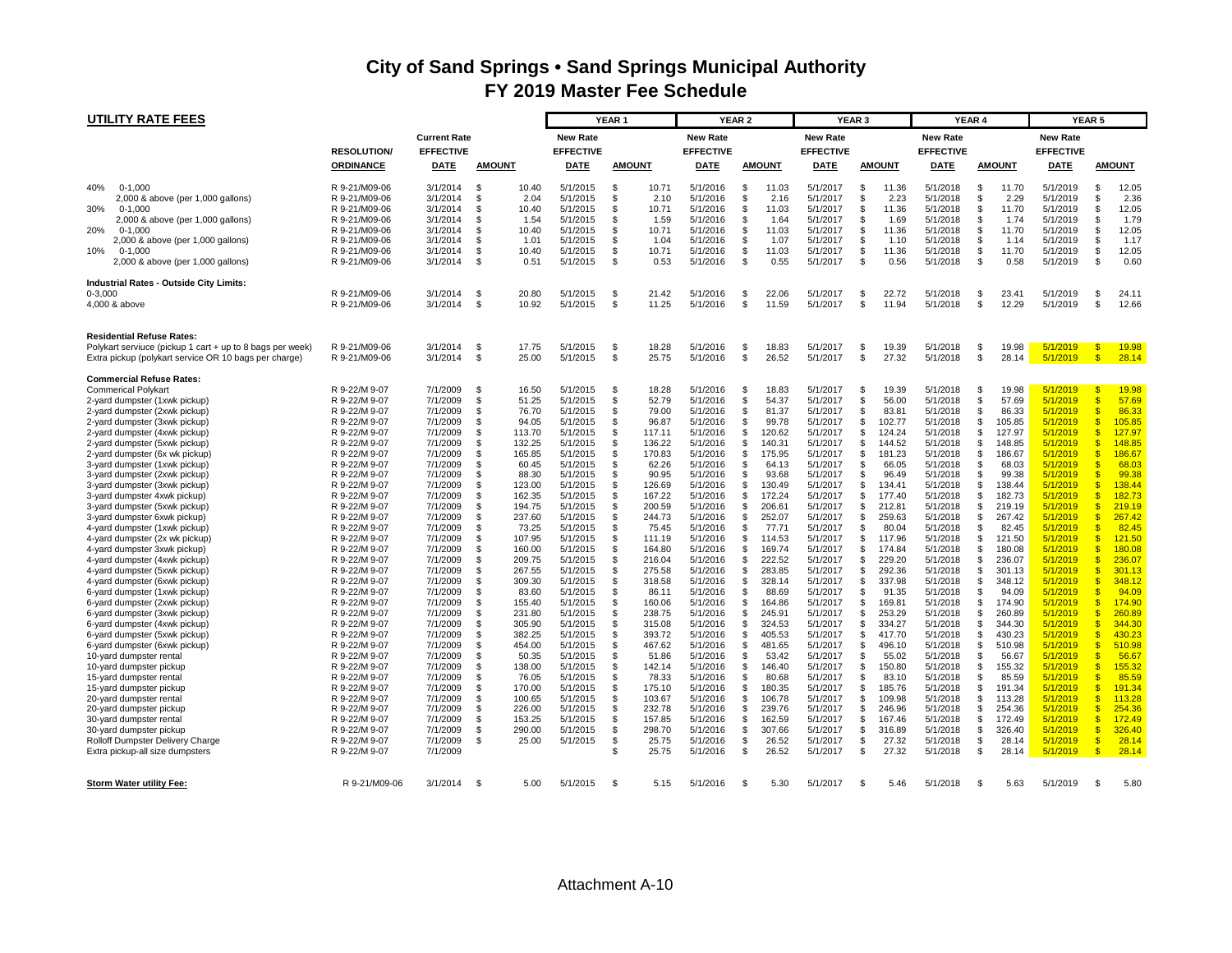# City of Sand Springs • Sand Springs Municipal Authority
## FY 2019 Master Fee Schedule

| UTILITY RATE FEES | RESOLUTION/ ORDINANCE | Current Rate EFFECTIVE DATE | AMOUNT | YEAR 1 New Rate EFFECTIVE DATE | YEAR 1 AMOUNT | YEAR 2 New Rate EFFECTIVE DATE | YEAR 2 AMOUNT | YEAR 3 New Rate EFFECTIVE DATE | YEAR 3 AMOUNT | YEAR 4 New Rate EFFECTIVE DATE | YEAR 4 AMOUNT | YEAR 5 New Rate EFFECTIVE DATE | YEAR 5 AMOUNT |
|---|---|---|---|---|---|---|---|---|---|---|---|---|---|
| 40% 0-1,000 | R 9-21/M09-06 | 3/1/2014 | $ 10.40 | 5/1/2015 | $ 10.71 | 5/1/2016 | $ 11.03 | 5/1/2017 | $ 11.36 | 5/1/2018 | $ 11.70 | 5/1/2019 | $ 12.05 |
| 2,000 & above (per 1,000 gallons) | R 9-21/M09-06 | 3/1/2014 | $ 2.04 | 5/1/2015 | $ 2.10 | 5/1/2016 | $ 2.16 | 5/1/2017 | $ 2.23 | 5/1/2018 | $ 2.29 | 5/1/2019 | $ 2.36 |
| 30% 0-1,000 | R 9-21/M09-06 | 3/1/2014 | $ 10.40 | 5/1/2015 | $ 10.71 | 5/1/2016 | $ 11.03 | 5/1/2017 | $ 11.36 | 5/1/2018 | $ 11.70 | 5/1/2019 | $ 12.05 |
| 2,000 & above (per 1,000 gallons) | R 9-21/M09-06 | 3/1/2014 | $ 1.54 | 5/1/2015 | $ 1.59 | 5/1/2016 | $ 1.64 | 5/1/2017 | $ 1.69 | 5/1/2018 | $ 1.74 | 5/1/2019 | $ 1.79 |
| 20% 0-1,000 | R 9-21/M09-06 | 3/1/2014 | $ 10.40 | 5/1/2015 | $ 10.71 | 5/1/2016 | $ 11.03 | 5/1/2017 | $ 11.36 | 5/1/2018 | $ 11.70 | 5/1/2019 | $ 12.05 |
| 2,000 & above (per 1,000 gallons) | R 9-21/M09-06 | 3/1/2014 | $ 1.01 | 5/1/2015 | $ 1.04 | 5/1/2016 | $ 1.07 | 5/1/2017 | $ 1.10 | 5/1/2018 | $ 1.14 | 5/1/2019 | $ 1.17 |
| 10% 0-1,000 | R 9-21/M09-06 | 3/1/2014 | $ 10.40 | 5/1/2015 | $ 10.71 | 5/1/2016 | $ 11.03 | 5/1/2017 | $ 11.36 | 5/1/2018 | $ 11.70 | 5/1/2019 | $ 12.05 |
| 2,000 & above (per 1,000 gallons) | R 9-21/M09-06 | 3/1/2014 | $ 0.51 | 5/1/2015 | $ 0.53 | 5/1/2016 | $ 0.55 | 5/1/2017 | $ 0.56 | 5/1/2018 | $ 0.58 | 5/1/2019 | $ 0.60 |
| **Industrial Rates - Outside City Limits:** | | | | | | | | | | | | | |
| 0-3,000 | R 9-21/M09-06 | 3/1/2014 | $ 20.80 | 5/1/2015 | $ 21.42 | 5/1/2016 | $ 22.06 | 5/1/2017 | $ 22.72 | 5/1/2018 | $ 23.41 | 5/1/2019 | $ 24.11 |
| 4,000 & above | R 9-21/M09-06 | 3/1/2014 | $ 10.92 | 5/1/2015 | $ 11.25 | 5/1/2016 | $ 11.59 | 5/1/2017 | $ 11.94 | 5/1/2018 | $ 12.29 | 5/1/2019 | $ 12.66 |
| **Residential Refuse Rates:** | | | | | | | | | | | | | |
| Polykart serviuce (pickup 1 cart + up to 8 bags per week) | R 9-21/M09-06 | 3/1/2014 | $ 17.75 | 5/1/2015 | $ 18.28 | 5/1/2016 | $ 18.83 | 5/1/2017 | $ 19.39 | 5/1/2018 | $ 19.98 | 5/1/2019 | $ 19.98 |
| Extra pickup (polykart service OR 10 bags per charge) | R 9-21/M09-06 | 3/1/2014 | $ 25.00 | 5/1/2015 | $ 25.75 | 5/1/2016 | $ 26.52 | 5/1/2017 | $ 27.32 | 5/1/2018 | $ 28.14 | 5/1/2019 | $ 28.14 |
| **Commercial Refuse Rates:** | | | | | | | | | | | | | |
| Commerical Polykart | R 9-22/M 9-07 | 7/1/2009 | $ 16.50 | 5/1/2015 | $ 18.28 | 5/1/2016 | $ 18.83 | 5/1/2017 | $ 19.39 | 5/1/2018 | $ 19.98 | 5/1/2019 | $ 19.98 |
| 2-yard dumpster (1xwk pickup) | R 9-22/M 9-07 | 7/1/2009 | $ 51.25 | 5/1/2015 | $ 52.79 | 5/1/2016 | $ 54.37 | 5/1/2017 | $ 56.00 | 5/1/2018 | $ 57.69 | 5/1/2019 | $ 57.69 |
| 2-yard dumpster (2xwk pickup) | R 9-22/M 9-07 | 7/1/2009 | $ 76.70 | 5/1/2015 | $ 79.00 | 5/1/2016 | $ 81.37 | 5/1/2017 | $ 83.81 | 5/1/2018 | $ 86.33 | 5/1/2019 | $ 86.33 |
| 2-yard dumpster (3xwk pickup) | R 9-22/M 9-07 | 7/1/2009 | $ 94.05 | 5/1/2015 | $ 96.87 | 5/1/2016 | $ 99.78 | 5/1/2017 | $ 102.77 | 5/1/2018 | $ 105.85 | 5/1/2019 | $ 105.85 |
| 2-yard dumpster (4xwk pickup) | R 9-22/M 9-07 | 7/1/2009 | $ 113.70 | 5/1/2015 | $ 117.11 | 5/1/2016 | $ 120.62 | 5/1/2017 | $ 124.24 | 5/1/2018 | $ 127.97 | 5/1/2019 | $ 127.97 |
| 2-yard dumpster (5xwk pickup) | R 9-22/M 9-07 | 7/1/2009 | $ 132.25 | 5/1/2015 | $ 136.22 | 5/1/2016 | $ 140.31 | 5/1/2017 | $ 144.52 | 5/1/2018 | $ 148.85 | 5/1/2019 | $ 148.85 |
| 2-yard dumpster (6x wk pickup) | R 9-22/M 9-07 | 7/1/2009 | $ 165.85 | 5/1/2015 | $ 170.83 | 5/1/2016 | $ 175.95 | 5/1/2017 | $ 181.23 | 5/1/2018 | $ 186.67 | 5/1/2019 | $ 186.67 |
| 3-yard dumpster (1xwk pickup) | R 9-22/M 9-07 | 7/1/2009 | $ 60.45 | 5/1/2015 | $ 62.26 | 5/1/2016 | $ 64.13 | 5/1/2017 | $ 66.05 | 5/1/2018 | $ 68.03 | 5/1/2019 | $ 68.03 |
| 3-yard dumpster (2xwk pickup) | R 9-22/M 9-07 | 7/1/2009 | $ 88.30 | 5/1/2015 | $ 90.95 | 5/1/2016 | $ 93.68 | 5/1/2017 | $ 96.49 | 5/1/2018 | $ 99.38 | 5/1/2019 | $ 99.38 |
| 3-yard dumpster (3xwk pickup) | R 9-22/M 9-07 | 7/1/2009 | $ 123.00 | 5/1/2015 | $ 126.69 | 5/1/2016 | $ 130.49 | 5/1/2017 | $ 134.41 | 5/1/2018 | $ 138.44 | 5/1/2019 | $ 138.44 |
| 3-yard dumpster 4xwk pickup) | R 9-22/M 9-07 | 7/1/2009 | $ 162.35 | 5/1/2015 | $ 167.22 | 5/1/2016 | $ 172.24 | 5/1/2017 | $ 177.40 | 5/1/2018 | $ 182.73 | 5/1/2019 | $ 182.73 |
| 3-yard dumpster (5xwk pickup) | R 9-22/M 9-07 | 7/1/2009 | $ 194.75 | 5/1/2015 | $ 200.59 | 5/1/2016 | $ 206.61 | 5/1/2017 | $ 212.81 | 5/1/2018 | $ 219.19 | 5/1/2019 | $ 219.19 |
| 3-yard dumpster 6xwk pickup) | R 9-22/M 9-07 | 7/1/2009 | $ 237.60 | 5/1/2015 | $ 244.73 | 5/1/2016 | $ 252.07 | 5/1/2017 | $ 259.63 | 5/1/2018 | $ 267.42 | 5/1/2019 | $ 267.42 |
| 4-yard dumpster (1xwk pickup) | R 9-22/M 9-07 | 7/1/2009 | $ 73.25 | 5/1/2015 | $ 75.45 | 5/1/2016 | $ 77.71 | 5/1/2017 | $ 80.04 | 5/1/2018 | $ 82.45 | 5/1/2019 | $ 82.45 |
| 4-yard dumpster (2x wk pickup) | R 9-22/M 9-07 | 7/1/2009 | $ 107.95 | 5/1/2015 | $ 111.19 | 5/1/2016 | $ 114.53 | 5/1/2017 | $ 117.96 | 5/1/2018 | $ 121.50 | 5/1/2019 | $ 121.50 |
| 4-yard dumpster 3xwk pickup) | R 9-22/M 9-07 | 7/1/2009 | $ 160.00 | 5/1/2015 | $ 164.80 | 5/1/2016 | $ 169.74 | 5/1/2017 | $ 174.84 | 5/1/2018 | $ 180.08 | 5/1/2019 | $ 180.08 |
| 4-yard dumpster (4xwk pickup) | R 9-22/M 9-07 | 7/1/2009 | $ 209.75 | 5/1/2015 | $ 216.04 | 5/1/2016 | $ 222.52 | 5/1/2017 | $ 229.20 | 5/1/2018 | $ 236.07 | 5/1/2019 | $ 236.07 |
| 4-yard dumpster (5xwk pickup) | R 9-22/M 9-07 | 7/1/2009 | $ 267.55 | 5/1/2015 | $ 275.58 | 5/1/2016 | $ 283.85 | 5/1/2017 | $ 292.36 | 5/1/2018 | $ 301.13 | 5/1/2019 | $ 301.13 |
| 4-yard dumpster (6xwk pickup) | R 9-22/M 9-07 | 7/1/2009 | $ 309.30 | 5/1/2015 | $ 318.58 | 5/1/2016 | $ 328.14 | 5/1/2017 | $ 337.98 | 5/1/2018 | $ 348.12 | 5/1/2019 | $ 348.12 |
| 6-yard dumpster (1xwk pickup) | R 9-22/M 9-07 | 7/1/2009 | $ 83.60 | 5/1/2015 | $ 86.11 | 5/1/2016 | $ 88.69 | 5/1/2017 | $ 91.35 | 5/1/2018 | $ 94.09 | 5/1/2019 | $ 94.09 |
| 6-yard dumpster (2xwk pickup) | R 9-22/M 9-07 | 7/1/2009 | $ 155.40 | 5/1/2015 | $ 160.06 | 5/1/2016 | $ 164.86 | 5/1/2017 | $ 169.81 | 5/1/2018 | $ 174.90 | 5/1/2019 | $ 174.90 |
| 6-yard dumpster (3xwk pickup) | R 9-22/M 9-07 | 7/1/2009 | $ 231.80 | 5/1/2015 | $ 238.75 | 5/1/2016 | $ 245.91 | 5/1/2017 | $ 253.29 | 5/1/2018 | $ 260.89 | 5/1/2019 | $ 260.89 |
| 6-yard dumpster (4xwk pickup) | R 9-22/M 9-07 | 7/1/2009 | $ 305.90 | 5/1/2015 | $ 315.08 | 5/1/2016 | $ 324.53 | 5/1/2017 | $ 334.27 | 5/1/2018 | $ 344.30 | 5/1/2019 | $ 344.30 |
| 6-yard dumpster (5xwk pickup) | R 9-22/M 9-07 | 7/1/2009 | $ 382.25 | 5/1/2015 | $ 393.72 | 5/1/2016 | $ 405.53 | 5/1/2017 | $ 417.70 | 5/1/2018 | $ 430.23 | 5/1/2019 | $ 430.23 |
| 6-yard dumpster (6xwk pickup) | R 9-22/M 9-07 | 7/1/2009 | $ 454.00 | 5/1/2015 | $ 467.62 | 5/1/2016 | $ 481.65 | 5/1/2017 | $ 496.10 | 5/1/2018 | $ 510.98 | 5/1/2019 | $ 510.98 |
| 10-yard dumpster rental | R 9-22/M 9-07 | 7/1/2009 | $ 50.35 | 5/1/2015 | $ 51.86 | 5/1/2016 | $ 53.42 | 5/1/2017 | $ 55.02 | 5/1/2018 | $ 56.67 | 5/1/2019 | $ 56.67 |
| 10-yard dumpster pickup | R 9-22/M 9-07 | 7/1/2009 | $ 138.00 | 5/1/2015 | $ 142.14 | 5/1/2016 | $ 146.40 | 5/1/2017 | $ 150.80 | 5/1/2018 | $ 155.32 | 5/1/2019 | $ 155.32 |
| 15-yard dumpster rental | R 9-22/M 9-07 | 7/1/2009 | $ 76.05 | 5/1/2015 | $ 78.33 | 5/1/2016 | $ 80.68 | 5/1/2017 | $ 83.10 | 5/1/2018 | $ 85.59 | 5/1/2019 | $ 85.59 |
| 15-yard dumpster pickup | R 9-22/M 9-07 | 7/1/2009 | $ 170.00 | 5/1/2015 | $ 175.10 | 5/1/2016 | $ 180.35 | 5/1/2017 | $ 185.76 | 5/1/2018 | $ 191.34 | 5/1/2019 | $ 191.34 |
| 20-yard dumpster rental | R 9-22/M 9-07 | 7/1/2009 | $ 100.65 | 5/1/2015 | $ 103.67 | 5/1/2016 | $ 106.78 | 5/1/2017 | $ 109.98 | 5/1/2018 | $ 113.28 | 5/1/2019 | $ 113.28 |
| 20-yard dumpster pickup | R 9-22/M 9-07 | 7/1/2009 | $ 226.00 | 5/1/2015 | $ 232.78 | 5/1/2016 | $ 239.76 | 5/1/2017 | $ 246.96 | 5/1/2018 | $ 254.36 | 5/1/2019 | $ 254.36 |
| 30-yard dumpster rental | R 9-22/M 9-07 | 7/1/2009 | $ 153.25 | 5/1/2015 | $ 157.85 | 5/1/2016 | $ 162.59 | 5/1/2017 | $ 167.46 | 5/1/2018 | $ 172.49 | 5/1/2019 | $ 172.49 |
| 30-yard dumpster pickup | R 9-22/M 9-07 | 7/1/2009 | $ 290.00 | 5/1/2015 | $ 298.70 | 5/1/2016 | $ 307.66 | 5/1/2017 | $ 316.89 | 5/1/2018 | $ 326.40 | 5/1/2019 | $ 326.40 |
| Rolloff Dumpster Delivery Charge | R 9-22/M 9-07 | 7/1/2009 | $ 25.00 | 5/1/2015 | $ 25.75 | 5/1/2016 | $ 26.52 | 5/1/2017 | $ 27.32 | 5/1/2018 | $ 28.14 | 5/1/2019 | $ 28.14 |
| Extra pickup-all size dumpsters | R 9-22/M 9-07 | 7/1/2009 | | | $ 25.75 | 5/1/2016 | $ 26.52 | 5/1/2017 | $ 27.32 | 5/1/2018 | $ 28.14 | 5/1/2019 | $ 28.14 |
| **Storm Water utility Fee:** | R 9-21/M09-06 | 3/1/2014 | $ 5.00 | 5/1/2015 | $ 5.15 | 5/1/2016 | $ 5.30 | 5/1/2017 | $ 5.46 | 5/1/2018 | $ 5.63 | 5/1/2019 | $ 5.80 |

Attachment A-10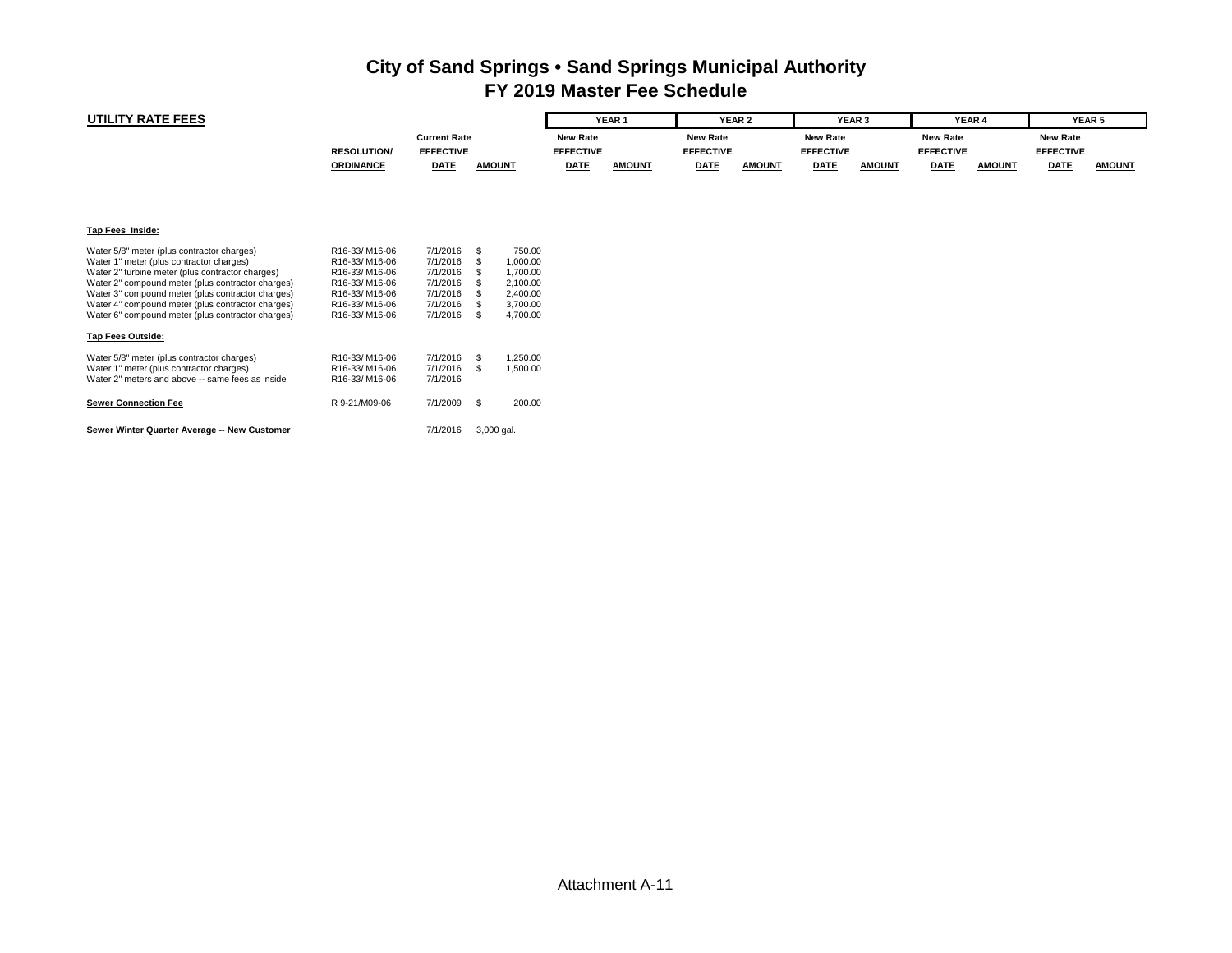# City of Sand Springs • Sand Springs Municipal Authority
## FY 2019 Master Fee Schedule

**UTILITY RATE FEES**

| | RESOLUTION/ ORDINANCE | Current Rate EFFECTIVE DATE | AMOUNT | YEAR 1 New Rate EFFECTIVE DATE | YEAR 1 AMOUNT | YEAR 2 New Rate EFFECTIVE DATE | YEAR 2 AMOUNT | YEAR 3 New Rate EFFECTIVE DATE | YEAR 3 AMOUNT | YEAR 4 New Rate EFFECTIVE DATE | YEAR 4 AMOUNT | YEAR 5 New Rate EFFECTIVE DATE | YEAR 5 AMOUNT |
|---|---|---|---|---|---|---|---|---|---|---|---|---|---|
| **Tap Fees Inside:** | | | | | | | | | | | | | |
| Water 5/8" meter (plus contractor charges) | R16-33/ M16-06 | 7/1/2016 | $ 750.00 | | | | | | | | | | |
| Water 1" meter (plus contractor charges) | R16-33/ M16-06 | 7/1/2016 | $ 1,000.00 | | | | | | | | | | |
| Water 2" turbine meter (plus contractor charges) | R16-33/ M16-06 | 7/1/2016 | $ 1,700.00 | | | | | | | | | | |
| Water 2" compound meter (plus contractor charges) | R16-33/ M16-06 | 7/1/2016 | $ 2,100.00 | | | | | | | | | | |
| Water 3" compound meter (plus contractor charges) | R16-33/ M16-06 | 7/1/2016 | $ 2,400.00 | | | | | | | | | | |
| Water 4" compound meter (plus contractor charges) | R16-33/ M16-06 | 7/1/2016 | $ 3,700.00 | | | | | | | | | | |
| Water 6" compound meter (plus contractor charges) | R16-33/ M16-06 | 7/1/2016 | $ 4,700.00 | | | | | | | | | | |
| **Tap Fees Outside:** | | | | | | | | | | | | | |
| Water 5/8" meter (plus contractor charges) | R16-33/ M16-06 | 7/1/2016 | $ 1,250.00 | | | | | | | | | | |
| Water 1" meter (plus contractor charges) | R16-33/ M16-06 | 7/1/2016 | $ 1,500.00 | | | | | | | | | | |
| Water 2" meters and above -- same fees as inside | R16-33/ M16-06 | 7/1/2016 | | | | | | | | | | | |
| **Sewer Connection Fee** | R 9-21/M09-06 | 7/1/2009 | $ 200.00 | | | | | | | | | | |
| **Sewer Winter Quarter Average -- New Customer** | | 7/1/2016 | 3,000 gal. | | | | | | | | | | |

Attachment A-11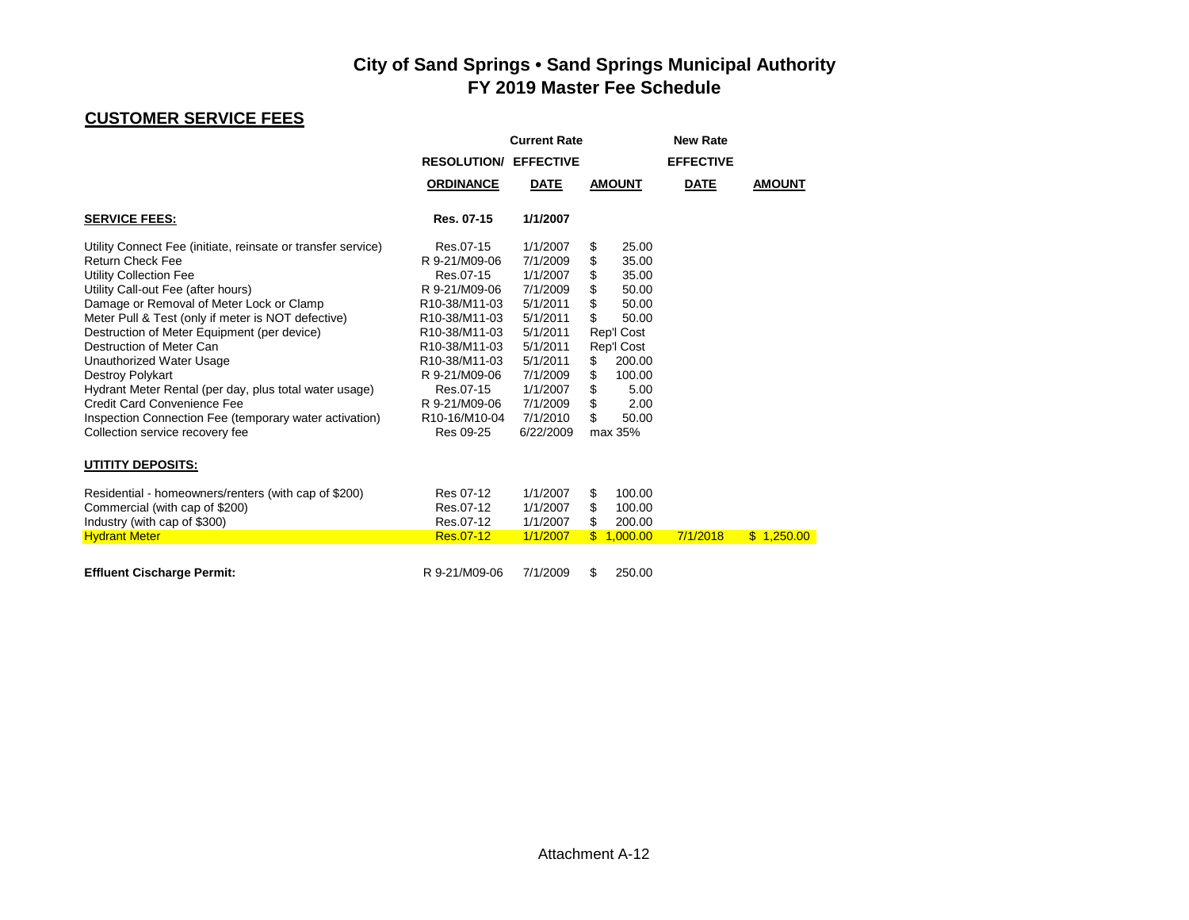# City of Sand Springs • Sand Springs Municipal Authority
# FY 2019 Master Fee Schedule

## CUSTOMER SERVICE FEES

| | Current Rate | | | New Rate | |
|---|---|---|---|---|---|
| | RESOLUTION/ ORDINANCE | EFFECTIVE DATE | AMOUNT | EFFECTIVE DATE | AMOUNT |
| **SERVICE FEES:** | **Res. 07-15** | **1/1/2007** | | | |
| Utility Connect Fee (initiate, reinsate or transfer service) | Res.07-15 | 1/1/2007 | $ 25.00 | | |
| Return Check Fee | R 9-21/M09-06 | 7/1/2009 | $ 35.00 | | |
| Utility Collection Fee | Res.07-15 | 1/1/2007 | $ 35.00 | | |
| Utility Call-out Fee (after hours) | R 9-21/M09-06 | 7/1/2009 | $ 50.00 | | |
| Damage or Removal of Meter Lock or Clamp | R10-38/M11-03 | 5/1/2011 | $ 50.00 | | |
| Meter Pull & Test (only if meter is NOT defective) | R10-38/M11-03 | 5/1/2011 | $ 50.00 | | |
| Destruction of Meter Equipment (per device) | R10-38/M11-03 | 5/1/2011 | Rep'l Cost | | |
| Destruction of Meter Can | R10-38/M11-03 | 5/1/2011 | Rep'l Cost | | |
| Unauthorized Water Usage | R10-38/M11-03 | 5/1/2011 | $ 200.00 | | |
| Destroy Polykart | R 9-21/M09-06 | 7/1/2009 | $ 100.00 | | |
| Hydrant Meter Rental (per day, plus total water usage) | Res.07-15 | 1/1/2007 | $ 5.00 | | |
| Credit Card Convenience Fee | R 9-21/M09-06 | 7/1/2009 | $ 2.00 | | |
| Inspection Connection Fee (temporary water activation) | R10-16/M10-04 | 7/1/2010 | $ 50.00 | | |
| Collection service recovery fee | Res 09-25 | 6/22/2009 | max 35% | | |
| **UTITITY DEPOSITS:** | | | | | |
| Residential - homeowners/renters (with cap of $200) | Res 07-12 | 1/1/2007 | $ 100.00 | | |
| Commercial (with cap of $200) | Res.07-12 | 1/1/2007 | $ 100.00 | | |
| Industry (with cap of $300) | Res.07-12 | 1/1/2007 | $ 200.00 | | |
| Hydrant Meter | Res.07-12 | 1/1/2007 | $ 1,000.00 | 7/1/2018 | $ 1,250.00 |
| **Effluent Cischarge Permit:** | R 9-21/M09-06 | 7/1/2009 | $ 250.00 | | |

Attachment A-12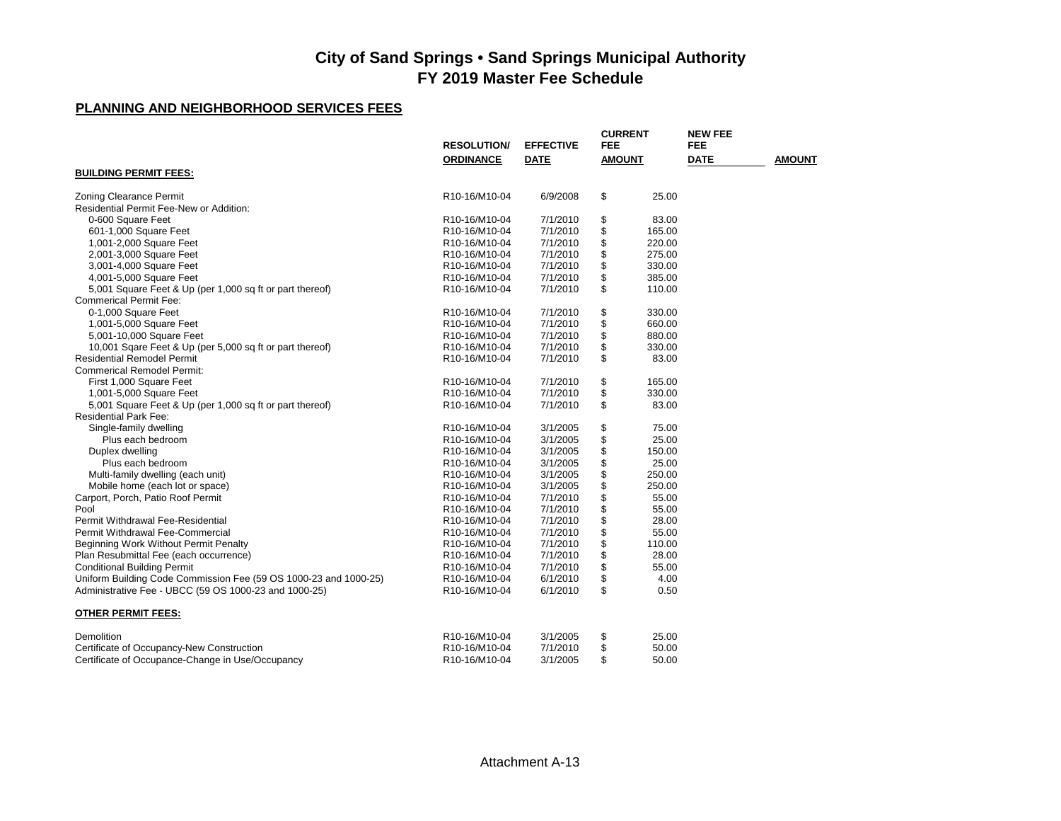# City of Sand Springs • Sand Springs Municipal Authority
## FY 2019 Master Fee Schedule

### PLANNING AND NEIGHBORHOOD SERVICES FEES

| | RESOLUTION/ ORDINANCE | EFFECTIVE DATE | CURRENT FEE AMOUNT | NEW FEE DATE | AMOUNT |
|---|---|---|---|---|---|
| **BUILDING PERMIT FEES:** | | | | | |
| Zoning Clearance Permit | R10-16/M10-04 | 6/9/2008 | $ 25.00 | | |
| Residential Permit Fee-New or Addition: | | | | | |
| 0-600 Square Feet | R10-16/M10-04 | 7/1/2010 | $ 83.00 | | |
| 601-1,000 Square Feet | R10-16/M10-04 | 7/1/2010 | $ 165.00 | | |
| 1,001-2,000 Square Feet | R10-16/M10-04 | 7/1/2010 | $ 220.00 | | |
| 2,001-3,000 Square Feet | R10-16/M10-04 | 7/1/2010 | $ 275.00 | | |
| 3,001-4,000 Square Feet | R10-16/M10-04 | 7/1/2010 | $ 330.00 | | |
| 4,001-5,000 Square Feet | R10-16/M10-04 | 7/1/2010 | $ 385.00 | | |
| 5,001 Square Feet & Up (per 1,000 sq ft or part thereof) | R10-16/M10-04 | 7/1/2010 | $ 110.00 | | |
| Commerical Permit Fee: | | | | | |
| 0-1,000 Square Feet | R10-16/M10-04 | 7/1/2010 | $ 330.00 | | |
| 1,001-5,000 Square Feet | R10-16/M10-04 | 7/1/2010 | $ 660.00 | | |
| 5,001-10,000 Square Feet | R10-16/M10-04 | 7/1/2010 | $ 880.00 | | |
| 10,001 Sqare Feet & Up (per 5,000 sq ft or part thereof) | R10-16/M10-04 | 7/1/2010 | $ 330.00 | | |
| Residential Remodel Permit | R10-16/M10-04 | 7/1/2010 | $ 83.00 | | |
| Commerical Remodel Permit: | | | | | |
| First 1,000 Square Feet | R10-16/M10-04 | 7/1/2010 | $ 165.00 | | |
| 1,001-5,000 Square Feet | R10-16/M10-04 | 7/1/2010 | $ 330.00 | | |
| 5,001 Square Feet & Up (per 1,000 sq ft or part thereof) | R10-16/M10-04 | 7/1/2010 | $ 83.00 | | |
| Residential Park Fee: | | | | | |
| Single-family dwelling | R10-16/M10-04 | 3/1/2005 | $ 75.00 | | |
| Plus each bedroom | R10-16/M10-04 | 3/1/2005 | $ 25.00 | | |
| Duplex dwelling | R10-16/M10-04 | 3/1/2005 | $ 150.00 | | |
| Plus each bedroom | R10-16/M10-04 | 3/1/2005 | $ 25.00 | | |
| Multi-family dwelling (each unit) | R10-16/M10-04 | 3/1/2005 | $ 250.00 | | |
| Mobile home (each lot or space) | R10-16/M10-04 | 3/1/2005 | $ 250.00 | | |
| Carport, Porch, Patio Roof Permit | R10-16/M10-04 | 7/1/2010 | $ 55.00 | | |
| Pool | R10-16/M10-04 | 7/1/2010 | $ 55.00 | | |
| Permit Withdrawal Fee-Residential | R10-16/M10-04 | 7/1/2010 | $ 28.00 | | |
| Permit Withdrawal Fee-Commercial | R10-16/M10-04 | 7/1/2010 | $ 55.00 | | |
| Beginning Work Without Permit Penalty | R10-16/M10-04 | 7/1/2010 | $ 110.00 | | |
| Plan Resubmittal Fee (each occurrence) | R10-16/M10-04 | 7/1/2010 | $ 28.00 | | |
| Conditional Building Permit | R10-16/M10-04 | 7/1/2010 | $ 55.00 | | |
| Uniform Building Code Commission Fee (59 OS 1000-23 and 1000-25) | R10-16/M10-04 | 6/1/2010 | $ 4.00 | | |
| Administrative Fee - UBCC (59 OS 1000-23 and 1000-25) | R10-16/M10-04 | 6/1/2010 | $ 0.50 | | |
| **OTHER PERMIT FEES:** | | | | | |
| Demolition | R10-16/M10-04 | 3/1/2005 | $ 25.00 | | |
| Certificate of Occupancy-New Construction | R10-16/M10-04 | 7/1/2010 | $ 50.00 | | |
| Certificate of Occupance-Change in Use/Occupancy | R10-16/M10-04 | 3/1/2005 | $ 50.00 | | |

Attachment A-13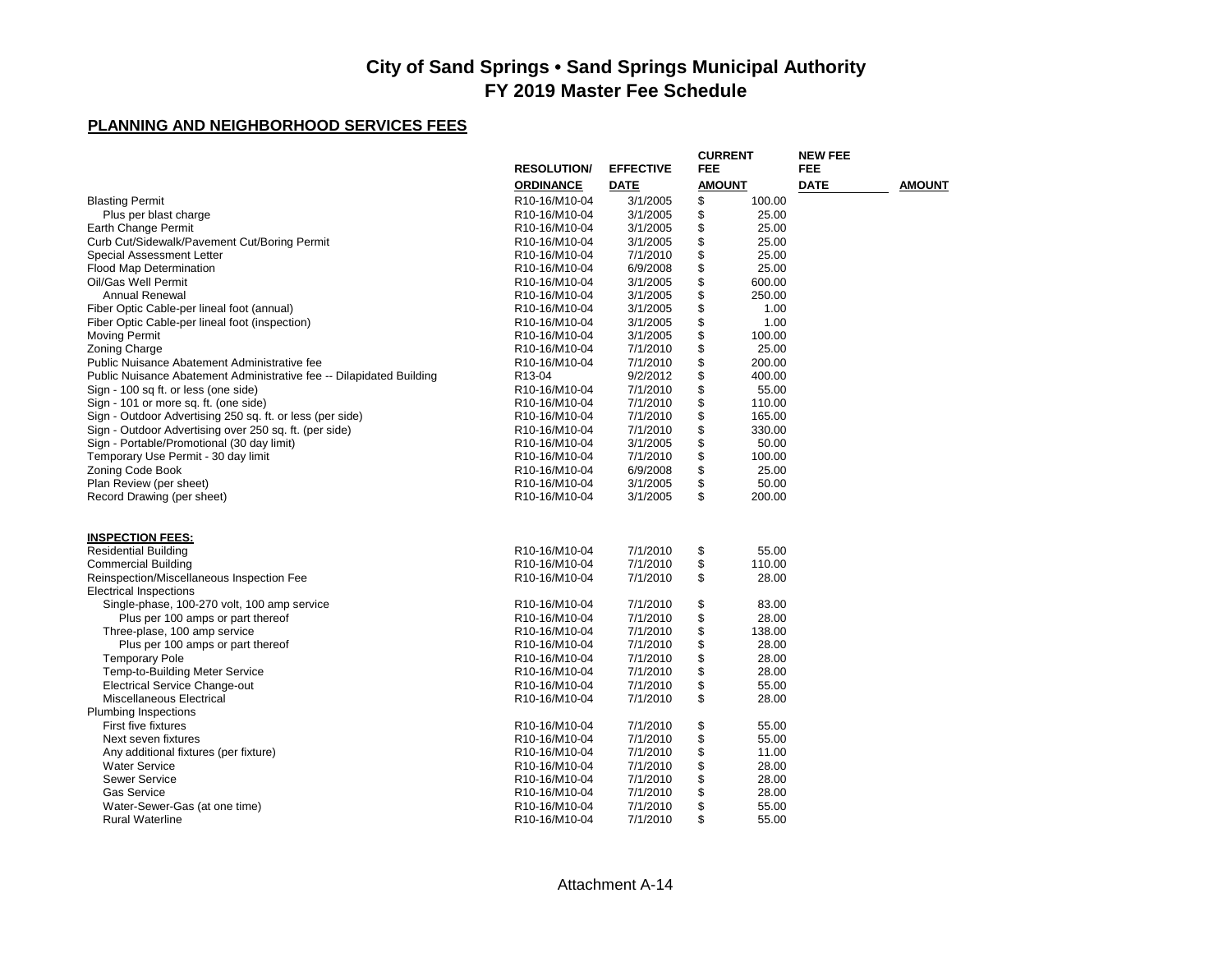# City of Sand Springs • Sand Springs Municipal Authority
## FY 2019 Master Fee Schedule

**PLANNING AND NEIGHBORHOOD SERVICES FEES**

| | RESOLUTION/ ORDINANCE | EFFECTIVE DATE | CURRENT FEE AMOUNT | NEW FEE DATE | NEW FEE AMOUNT |
|---|---|---|---|---|---|
| Blasting Permit | R10-16/M10-04 | 3/1/2005 | $ 100.00 | | |
| Plus per blast charge | R10-16/M10-04 | 3/1/2005 | $ 25.00 | | |
| Earth Change Permit | R10-16/M10-04 | 3/1/2005 | $ 25.00 | | |
| Curb Cut/Sidewalk/Pavement Cut/Boring Permit | R10-16/M10-04 | 3/1/2005 | $ 25.00 | | |
| Special Assessment Letter | R10-16/M10-04 | 7/1/2010 | $ 25.00 | | |
| Flood Map Determination | R10-16/M10-04 | 6/9/2008 | $ 25.00 | | |
| Oil/Gas Well Permit | R10-16/M10-04 | 3/1/2005 | $ 600.00 | | |
| Annual Renewal | R10-16/M10-04 | 3/1/2005 | $ 250.00 | | |
| Fiber Optic Cable-per lineal foot (annual) | R10-16/M10-04 | 3/1/2005 | $ 1.00 | | |
| Fiber Optic Cable-per lineal foot (inspection) | R10-16/M10-04 | 3/1/2005 | $ 1.00 | | |
| Moving Permit | R10-16/M10-04 | 3/1/2005 | $ 100.00 | | |
| Zoning Charge | R10-16/M10-04 | 7/1/2010 | $ 25.00 | | |
| Public Nuisance Abatement Administrative fee | R10-16/M10-04 | 7/1/2010 | $ 200.00 | | |
| Public Nuisance Abatement Administrative fee -- Dilapidated Building | R13-04 | 9/2/2012 | $ 400.00 | | |
| Sign - 100 sq ft. or less (one side) | R10-16/M10-04 | 7/1/2010 | $ 55.00 | | |
| Sign - 101 or more sq. ft. (one side) | R10-16/M10-04 | 7/1/2010 | $ 110.00 | | |
| Sign - Outdoor Advertising 250 sq. ft. or less (per side) | R10-16/M10-04 | 7/1/2010 | $ 165.00 | | |
| Sign - Outdoor Advertising over 250 sq. ft. (per side) | R10-16/M10-04 | 7/1/2010 | $ 330.00 | | |
| Sign - Portable/Promotional (30 day limit) | R10-16/M10-04 | 3/1/2005 | $ 50.00 | | |
| Temporary Use Permit - 30 day limit | R10-16/M10-04 | 7/1/2010 | $ 100.00 | | |
| Zoning Code Book | R10-16/M10-04 | 6/9/2008 | $ 25.00 | | |
| Plan Review (per sheet) | R10-16/M10-04 | 3/1/2005 | $ 50.00 | | |
| Record Drawing (per sheet) | R10-16/M10-04 | 3/1/2005 | $ 200.00 | | |
| | | | | | |
| **INSPECTION FEES:** | | | | | |
| Residential Building | R10-16/M10-04 | 7/1/2010 | $ 55.00 | | |
| Commercial Building | R10-16/M10-04 | 7/1/2010 | $ 110.00 | | |
| Reinspection/Miscellaneous Inspection Fee | R10-16/M10-04 | 7/1/2010 | $ 28.00 | | |
| Electrical Inspections | | | | | |
| Single-phase, 100-270 volt, 100 amp service | R10-16/M10-04 | 7/1/2010 | $ 83.00 | | |
| Plus per 100 amps or part thereof | R10-16/M10-04 | 7/1/2010 | $ 28.00 | | |
| Three-plase, 100 amp service | R10-16/M10-04 | 7/1/2010 | $ 138.00 | | |
| Plus per 100 amps or part thereof | R10-16/M10-04 | 7/1/2010 | $ 28.00 | | |
| Temporary Pole | R10-16/M10-04 | 7/1/2010 | $ 28.00 | | |
| Temp-to-Building Meter Service | R10-16/M10-04 | 7/1/2010 | $ 28.00 | | |
| Electrical Service Change-out | R10-16/M10-04 | 7/1/2010 | $ 55.00 | | |
| Miscellaneous Electrical | R10-16/M10-04 | 7/1/2010 | $ 28.00 | | |
| Plumbing Inspections | | | | | |
| First five fixtures | R10-16/M10-04 | 7/1/2010 | $ 55.00 | | |
| Next seven fixtures | R10-16/M10-04 | 7/1/2010 | $ 55.00 | | |
| Any additional fixtures (per fixture) | R10-16/M10-04 | 7/1/2010 | $ 11.00 | | |
| Water Service | R10-16/M10-04 | 7/1/2010 | $ 28.00 | | |
| Sewer Service | R10-16/M10-04 | 7/1/2010 | $ 28.00 | | |
| Gas Service | R10-16/M10-04 | 7/1/2010 | $ 28.00 | | |
| Water-Sewer-Gas (at one time) | R10-16/M10-04 | 7/1/2010 | $ 55.00 | | |
| Rural Waterline | R10-16/M10-04 | 7/1/2010 | $ 55.00 | | |

Attachment A-14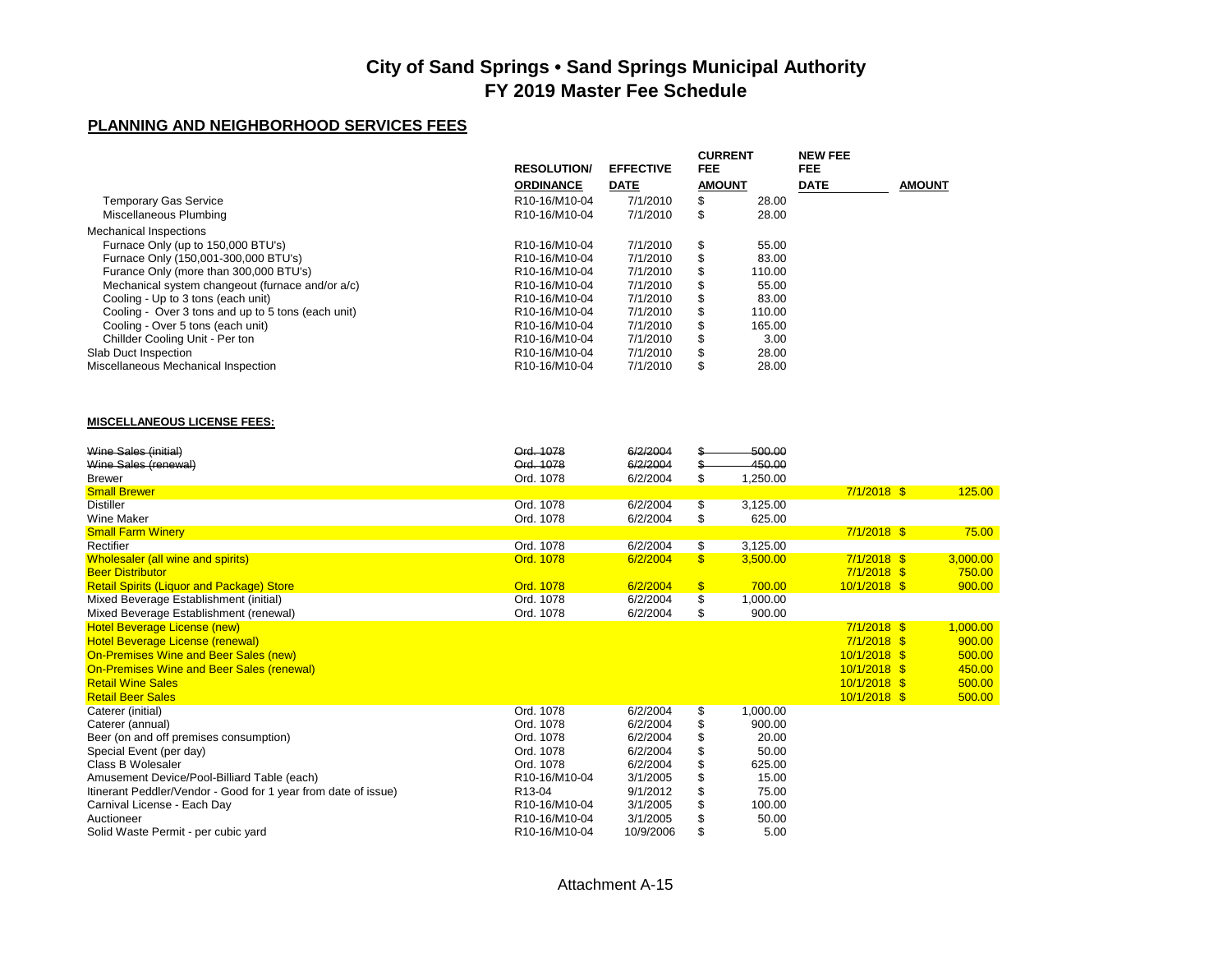# City of Sand Springs • Sand Springs Municipal Authority
## FY 2019 Master Fee Schedule

### PLANNING AND NEIGHBORHOOD SERVICES FEES

| | RESOLUTION/ ORDINANCE | EFFECTIVE DATE | CURRENT FEE AMOUNT | NEW FEE DATE | AMOUNT |
|---|---|---|---|---|---|
| Temporary Gas Service | R10-16/M10-04 | 7/1/2010 | $ 28.00 | | |
| Miscellaneous Plumbing | R10-16/M10-04 | 7/1/2010 | $ 28.00 | | |
| Mechanical Inspections | | | | | |
| Furnace Only (up to 150,000 BTU's) | R10-16/M10-04 | 7/1/2010 | $ 55.00 | | |
| Furnace Only (150,001-300,000 BTU's) | R10-16/M10-04 | 7/1/2010 | $ 83.00 | | |
| Furance Only (more than 300,000 BTU's) | R10-16/M10-04 | 7/1/2010 | $ 110.00 | | |
| Mechanical system changeout (furnace and/or a/c) | R10-16/M10-04 | 7/1/2010 | $ 55.00 | | |
| Cooling - Up to 3 tons (each unit) | R10-16/M10-04 | 7/1/2010 | $ 83.00 | | |
| Cooling - Over 3 tons and up to 5 tons (each unit) | R10-16/M10-04 | 7/1/2010 | $ 110.00 | | |
| Cooling - Over 5 tons (each unit) | R10-16/M10-04 | 7/1/2010 | $ 165.00 | | |
| Chillder Cooling Unit - Per ton | R10-16/M10-04 | 7/1/2010 | $ 3.00 | | |
| Slab Duct Inspection | R10-16/M10-04 | 7/1/2010 | $ 28.00 | | |
| Miscellaneous Mechanical Inspection | R10-16/M10-04 | 7/1/2010 | $ 28.00 | | |

#### MISCELLANEOUS LICENSE FEES:

| | RESOLUTION/ ORDINANCE | EFFECTIVE DATE | CURRENT FEE AMOUNT | NEW FEE DATE | AMOUNT |
|---|---|---|---|---|---|
| ~~Wine Sales (initial)~~ | ~~Ord. 1078~~ | ~~6/2/2004~~ | ~~$ 500.00~~ | | |
| ~~Wine Sales (renewal)~~ | ~~Ord. 1078~~ | ~~6/2/2004~~ | ~~$ 450.00~~ | | |
| Brewer | Ord. 1078 | 6/2/2004 | $ 1,250.00 | | |
| Small Brewer | | | | 7/1/2018 | $ 125.00 |
| Distiller | Ord. 1078 | 6/2/2004 | $ 3,125.00 | | |
| Wine Maker | Ord. 1078 | 6/2/2004 | $ 625.00 | | |
| Small Farm Winery | | | | 7/1/2018 | $ 75.00 |
| Rectifier | Ord. 1078 | 6/2/2004 | $ 3,125.00 | | |
| Wholesaler (all wine and spirits) | Ord. 1078 | 6/2/2004 | $ 3,500.00 | 7/1/2018 | $ 3,000.00 |
| Beer Distributor | | | | 7/1/2018 | $ 750.00 |
| Retail Spirits (Liquor and Package) Store | Ord. 1078 | 6/2/2004 | $ 700.00 | 10/1/2018 | $ 900.00 |
| Mixed Beverage Establishment (initial) | Ord. 1078 | 6/2/2004 | $ 1,000.00 | | |
| Mixed Beverage Establishment (renewal) | Ord. 1078 | 6/2/2004 | $ 900.00 | | |
| Hotel Beverage License (new) | | | | 7/1/2018 | $ 1,000.00 |
| Hotel Beverage License (renewal) | | | | 7/1/2018 | $ 900.00 |
| On-Premises Wine and Beer Sales (new) | | | | 10/1/2018 | $ 500.00 |
| On-Premises Wine and Beer Sales (renewal) | | | | 10/1/2018 | $ 450.00 |
| Retail Wine Sales | | | | 10/1/2018 | $ 500.00 |
| Retail Beer Sales | | | | 10/1/2018 | $ 500.00 |
| Caterer (initial) | Ord. 1078 | 6/2/2004 | $ 1,000.00 | | |
| Caterer (annual) | Ord. 1078 | 6/2/2004 | $ 900.00 | | |
| Beer (on and off premises consumption) | Ord. 1078 | 6/2/2004 | $ 20.00 | | |
| Special Event (per day) | Ord. 1078 | 6/2/2004 | $ 50.00 | | |
| Class B Wolesaler | Ord. 1078 | 6/2/2004 | $ 625.00 | | |
| Amusement Device/Pool-Billiard Table (each) | R10-16/M10-04 | 3/1/2005 | $ 15.00 | | |
| Itinerant Peddler/Vendor - Good for 1 year from date of issue) | R13-04 | 9/1/2012 | $ 75.00 | | |
| Carnival License - Each Day | R10-16/M10-04 | 3/1/2005 | $ 100.00 | | |
| Auctioneer | R10-16/M10-04 | 3/1/2005 | $ 50.00 | | |
| Solid Waste Permit - per cubic yard | R10-16/M10-04 | 10/9/2006 | $ 5.00 | | |

Attachment A-15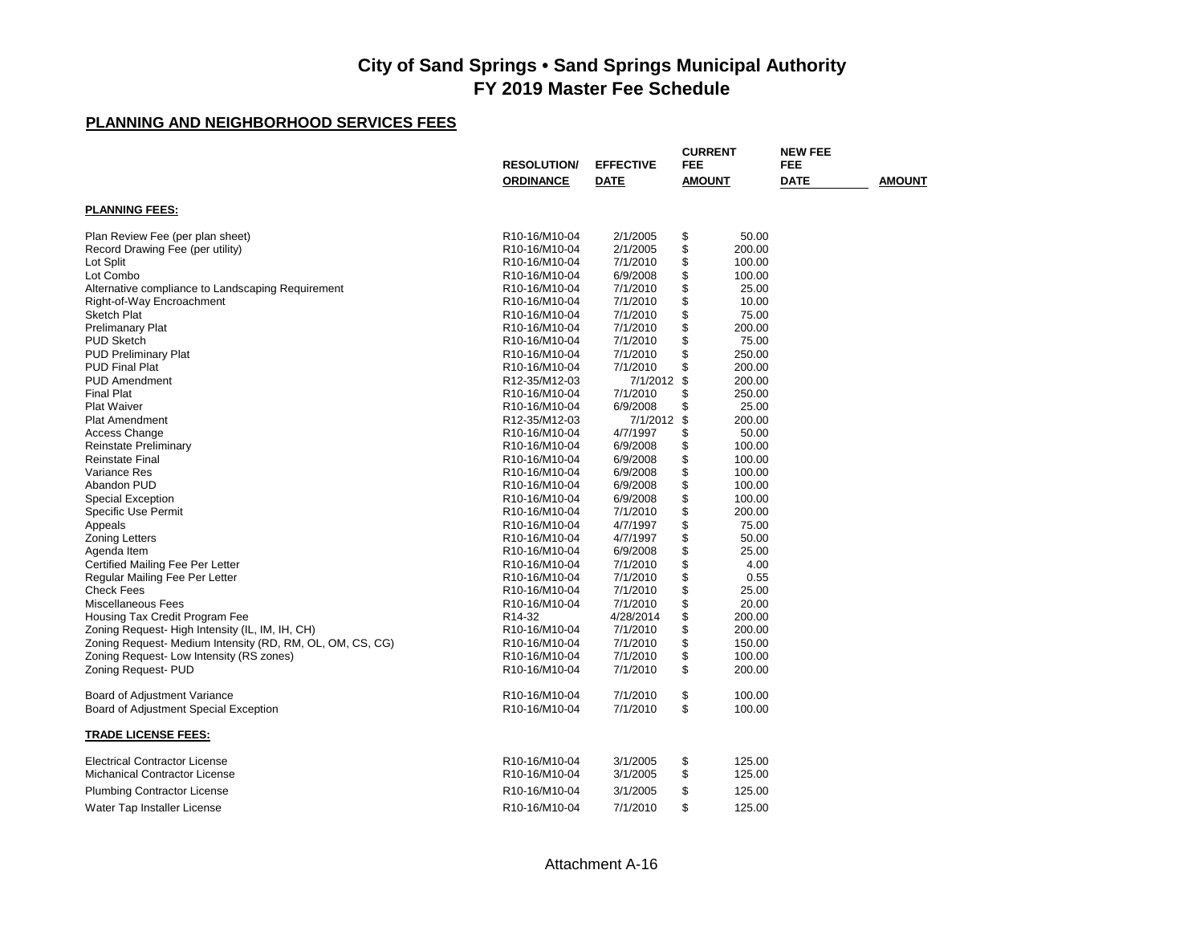# City of Sand Springs • Sand Springs Municipal Authority
## FY 2019 Master Fee Schedule

### PLANNING AND NEIGHBORHOOD SERVICES FEES

| | RESOLUTION/ ORDINANCE | EFFECTIVE DATE | CURRENT FEE AMOUNT | NEW FEE DATE | AMOUNT |
|---|---|---|---|---|---|
| **PLANNING FEES:** | | | | | |
| Plan Review Fee (per plan sheet) | R10-16/M10-04 | 2/1/2005 | $ 50.00 | | |
| Record Drawing Fee (per utility) | R10-16/M10-04 | 2/1/2005 | $ 200.00 | | |
| Lot Split | R10-16/M10-04 | 7/1/2010 | $ 100.00 | | |
| Lot Combo | R10-16/M10-04 | 6/9/2008 | $ 100.00 | | |
| Alternative compliance to Landscaping Requirement | R10-16/M10-04 | 7/1/2010 | $ 25.00 | | |
| Right-of-Way Encroachment | R10-16/M10-04 | 7/1/2010 | $ 10.00 | | |
| Sketch Plat | R10-16/M10-04 | 7/1/2010 | $ 75.00 | | |
| Prelimanary Plat | R10-16/M10-04 | 7/1/2010 | $ 200.00 | | |
| PUD Sketch | R10-16/M10-04 | 7/1/2010 | $ 75.00 | | |
| PUD Preliminary Plat | R10-16/M10-04 | 7/1/2010 | $ 250.00 | | |
| PUD Final Plat | R10-16/M10-04 | 7/1/2010 | $ 200.00 | | |
| PUD Amendment | R12-35/M12-03 | 7/1/2012 | $ 200.00 | | |
| Final Plat | R10-16/M10-04 | 7/1/2010 | $ 250.00 | | |
| Plat Waiver | R10-16/M10-04 | 6/9/2008 | $ 25.00 | | |
| Plat Amendment | R12-35/M12-03 | 7/1/2012 | $ 200.00 | | |
| Access Change | R10-16/M10-04 | 4/7/1997 | $ 50.00 | | |
| Reinstate Preliminary | R10-16/M10-04 | 6/9/2008 | $ 100.00 | | |
| Reinstate Final | R10-16/M10-04 | 6/9/2008 | $ 100.00 | | |
| Variance Res | R10-16/M10-04 | 6/9/2008 | $ 100.00 | | |
| Abandon PUD | R10-16/M10-04 | 6/9/2008 | $ 100.00 | | |
| Special Exception | R10-16/M10-04 | 6/9/2008 | $ 100.00 | | |
| Specific Use Permit | R10-16/M10-04 | 7/1/2010 | $ 200.00 | | |
| Appeals | R10-16/M10-04 | 4/7/1997 | $ 75.00 | | |
| Zoning Letters | R10-16/M10-04 | 4/7/1997 | $ 50.00 | | |
| Agenda Item | R10-16/M10-04 | 6/9/2008 | $ 25.00 | | |
| Certified Mailing Fee Per Letter | R10-16/M10-04 | 7/1/2010 | $ 4.00 | | |
| Regular Mailing Fee Per Letter | R10-16/M10-04 | 7/1/2010 | $ 0.55 | | |
| Check Fees | R10-16/M10-04 | 7/1/2010 | $ 25.00 | | |
| Miscellaneous Fees | R10-16/M10-04 | 7/1/2010 | $ 20.00 | | |
| Housing Tax Credit Program Fee | R14-32 | 4/28/2014 | $ 200.00 | | |
| Zoning Request- High Intensity (IL, IM, IH, CH) | R10-16/M10-04 | 7/1/2010 | $ 200.00 | | |
| Zoning Request- Medium Intensity (RD, RM, OL, OM, CS, CG) | R10-16/M10-04 | 7/1/2010 | $ 150.00 | | |
| Zoning Request- Low Intensity (RS zones) | R10-16/M10-04 | 7/1/2010 | $ 100.00 | | |
| Zoning Request- PUD | R10-16/M10-04 | 7/1/2010 | $ 200.00 | | |
| Board of Adjustment Variance | R10-16/M10-04 | 7/1/2010 | $ 100.00 | | |
| Board of Adjustment Special Exception | R10-16/M10-04 | 7/1/2010 | $ 100.00 | | |
| **TRADE LICENSE FEES:** | | | | | |
| Electrical Contractor License | R10-16/M10-04 | 3/1/2005 | $ 125.00 | | |
| Michanical Contractor License | R10-16/M10-04 | 3/1/2005 | $ 125.00 | | |
| Plumbing Contractor License | R10-16/M10-04 | 3/1/2005 | $ 125.00 | | |
| Water Tap Installer License | R10-16/M10-04 | 7/1/2010 | $ 125.00 | | |

Attachment A-16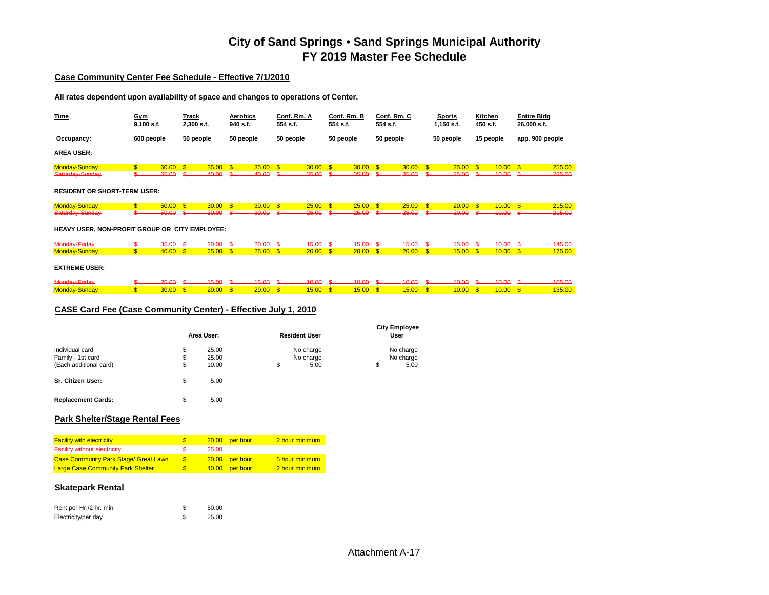# City of Sand Springs • Sand Springs Municipal Authority
# FY 2019 Master Fee Schedule

## Case Community Center Fee Schedule - Effective 7/1/2010

**All rates dependent upon availability of space and changes to operations of Center.**

| Time | Gym 9,100 s.f. | Track 2,300 s.f. | Aerobics 940 s.f. | Conf. Rm. A 554 s.f. | Conf. Rm. B 554 s.f. | Conf. Rm. C 554 s.f. | Sports 1,150 s.f. | Kitchen 450 s.f. | Entire Bldg 26,000 s.f. |
|---|---|---|---|---|---|---|---|---|---|
| **Occupancy:** | 600 people | 50 people | 50 people | 50 people | 50 people | 50 people | 50 people | 15 people | app. 900 people |
| **AREA USER:** | | | | | | | | | |
| Monday-Sunday | $ 60.00 | $ 35.00 | $ 35.00 | $ 30.00 | $ 30.00 | $ 30.00 | $ 25.00 | $ 10.00 | $ 255.00 |
| ~~Saturday-Sunday~~ | ~~$ 65.00~~ | ~~$ 40.00~~ | ~~$ 40.00~~ | ~~$ 35.00~~ | ~~$ 35.00~~ | ~~$ 35.00~~ | ~~$ 25.00~~ | ~~$ 10.00~~ | ~~$ 285.00~~ |
| **RESIDENT OR SHORT-TERM USER:** | | | | | | | | | |
| Monday-Sunday | $ 50.00 | $ 30.00 | $ 30.00 | $ 25.00 | $ 25.00 | $ 25.00 | $ 20.00 | $ 10.00 | $ 215.00 |
| ~~Saturday-Sunday~~ | ~~$ 50.00~~ | ~~$ 30.00~~ | ~~$ 30.00~~ | ~~$ 25.00~~ | ~~$ 25.00~~ | ~~$ 25.00~~ | ~~$ 20.00~~ | ~~$ 10.00~~ | ~~$ 215.00~~ |
| **HEAVY USER, NON-PROFIT GROUP OR CITY EMPLOYEE:** | | | | | | | | | |
| ~~Monday-Friday~~ | ~~$ 35.00~~ | ~~$ 20.00~~ | ~~$ 20.00~~ | ~~$ 15.00~~ | ~~$ 15.00~~ | ~~$ 15.00~~ | ~~$ 15.00~~ | ~~$ 10.00~~ | ~~$ 145.00~~ |
| Monday-Sunday | $ 40.00 | $ 25.00 | $ 25.00 | $ 20.00 | $ 20.00 | $ 20.00 | $ 15.00 | $ 10.00 | $ 175.00 |
| **EXTREME USER:** | | | | | | | | | |
| ~~Monday-Friday~~ | ~~$ 25.00~~ | ~~$ 15.00~~ | ~~$ 15.00~~ | ~~$ 10.00~~ | ~~$ 10.00~~ | ~~$ 10.00~~ | ~~$ 10.00~~ | ~~$ 10.00~~ | ~~$ 105.00~~ |
| Monday-Sunday | $ 30.00 | $ 20.00 | $ 20.00 | $ 15.00 | $ 15.00 | $ 15.00 | $ 10.00 | $ 10.00 | $ 135.00 |

## CASE Card Fee (Case Community Center) - Effective July 1, 2010

| | Area User: | Resident User | City Employee User |
|---|---|---|---|
| Individual card | $ 25.00 | No charge | No charge |
| Family - 1st card | $ 25.00 | No charge | No charge |
| (Each additional card) | $ 10.00 | $ 5.00 | $ 5.00 |
| **Sr. Citizen User:** | $ 5.00 | | |
| **Replacement Cards:** | $ 5.00 | | |

## Park Shelter/Stage Rental Fees

| | | | |
|---|---|---|---|
| Facility with electricity | $ 20.00 | per hour | 2 hour minimum |
| ~~Facility without electricity~~ | ~~$ 25.00~~ | | |
| Case Community Park Stage/ Great Lawn | $ 20.00 | per hour | 5 hour minimum |
| Large Case Community Park Shelter | $ 40.00 | per hour | 2 hour minimum |

## Skatepark Rental

| | |
|---|---|
| Rent per Hr./2 hr. min. | $ 50.00 |
| Electricity/per day | $ 25.00 |

Attachment A-17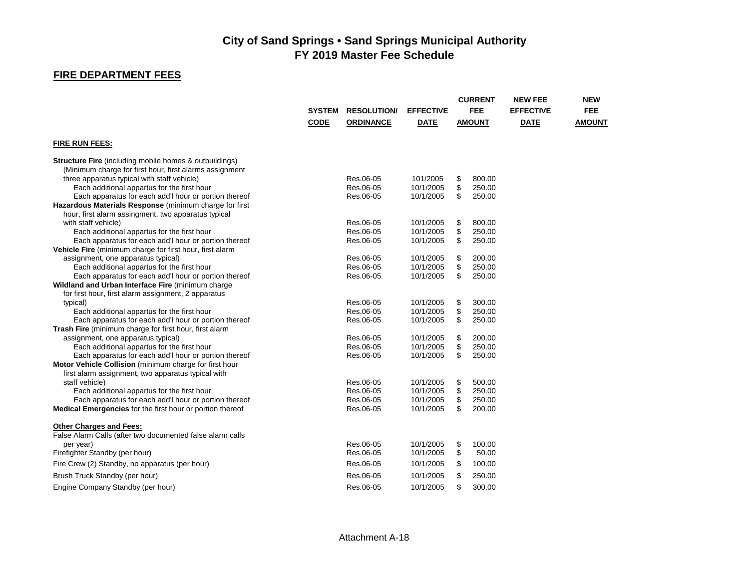# City of Sand Springs • Sand Springs Municipal Authority
## FY 2019 Master Fee Schedule

### FIRE DEPARTMENT FEES

| | SYSTEM CODE | RESOLUTION/ ORDINANCE | EFFECTIVE DATE | CURRENT FEE AMOUNT | NEW FEE EFFECTIVE DATE | NEW FEE AMOUNT |
|---|---|---|---|---|---|---|
| **FIRE RUN FEES:** | | | | | | |
| **Structure Fire** (including mobile homes & outbuildings) (Minimum charge for first hour, first alarms assignment three apparatus typical with staff vehicle) | | Res.06-05 | 101/2005 | $ 800.00 | | |
| Each additional appartus for the first hour | | Res.06-05 | 10/1/2005 | $ 250.00 | | |
| Each apparatus for each add'l hour or portion thereof | | Res.06-05 | 10/1/2005 | $ 250.00 | | |
| **Hazardous Materials Response** (minimum charge for first hour, first alarm assingment, two apparatus typical with staff vehicle) | | Res.06-05 | 10/1/2005 | $ 800.00 | | |
| Each additional appartus for the first hour | | Res.06-05 | 10/1/2005 | $ 250.00 | | |
| Each apparatus for each add'l hour or portion thereof | | Res.06-05 | 10/1/2005 | $ 250.00 | | |
| **Vehicle Fire** (minimum charge for first hour, first alarm assignment, one apparatus typical) | | Res.06-05 | 10/1/2005 | $ 200.00 | | |
| Each additional appartus for the first hour | | Res.06-05 | 10/1/2005 | $ 250.00 | | |
| Each apparatus for each add'l hour or portion thereof | | Res.06-05 | 10/1/2005 | $ 250.00 | | |
| **Wildland and Urban Interface Fire** (minimum charge for first hour, first alarm assignment, 2 apparatus typical) | | Res.06-05 | 10/1/2005 | $ 300.00 | | |
| Each additional appartus for the first hour | | Res.06-05 | 10/1/2005 | $ 250.00 | | |
| Each apparatus for each add'l hour or portion thereof | | Res.06-05 | 10/1/2005 | $ 250.00 | | |
| **Trash Fire** (minimum charge for first hour, first alarm assignment, one apparatus typical) | | Res.06-05 | 10/1/2005 | $ 200.00 | | |
| Each additional appartus for the first hour | | Res.06-05 | 10/1/2005 | $ 250.00 | | |
| Each apparatus for each add'l hour or portion thereof | | Res.06-05 | 10/1/2005 | $ 250.00 | | |
| **Motor Vehicle Collision** (minimum charge for first hour first alarm assignment, two apparatus typical with staff vehicle) | | Res.06-05 | 10/1/2005 | $ 500.00 | | |
| Each additional appartus for the first hour | | Res.06-05 | 10/1/2005 | $ 250.00 | | |
| Each apparatus for each add'l hour or portion thereof | | Res.06-05 | 10/1/2005 | $ 250.00 | | |
| **Medical Emergencies** for the first hour or portion thereof | | Res.06-05 | 10/1/2005 | $ 200.00 | | |
| **Other Charges and Fees:** | | | | | | |
| False Alarm Calls (after two documented false alarm calls per year) | | Res.06-05 | 10/1/2005 | $ 100.00 | | |
| Firefighter Standby (per hour) | | Res.06-05 | 10/1/2005 | $ 50.00 | | |
| Fire Crew (2) Standby, no apparatus (per hour) | | Res.06-05 | 10/1/2005 | $ 100.00 | | |
| Brush Truck Standby (per hour) | | Res.06-05 | 10/1/2005 | $ 250.00 | | |
| Engine Company Standby (per hour) | | Res.06-05 | 10/1/2005 | $ 300.00 | | |

Attachment A-18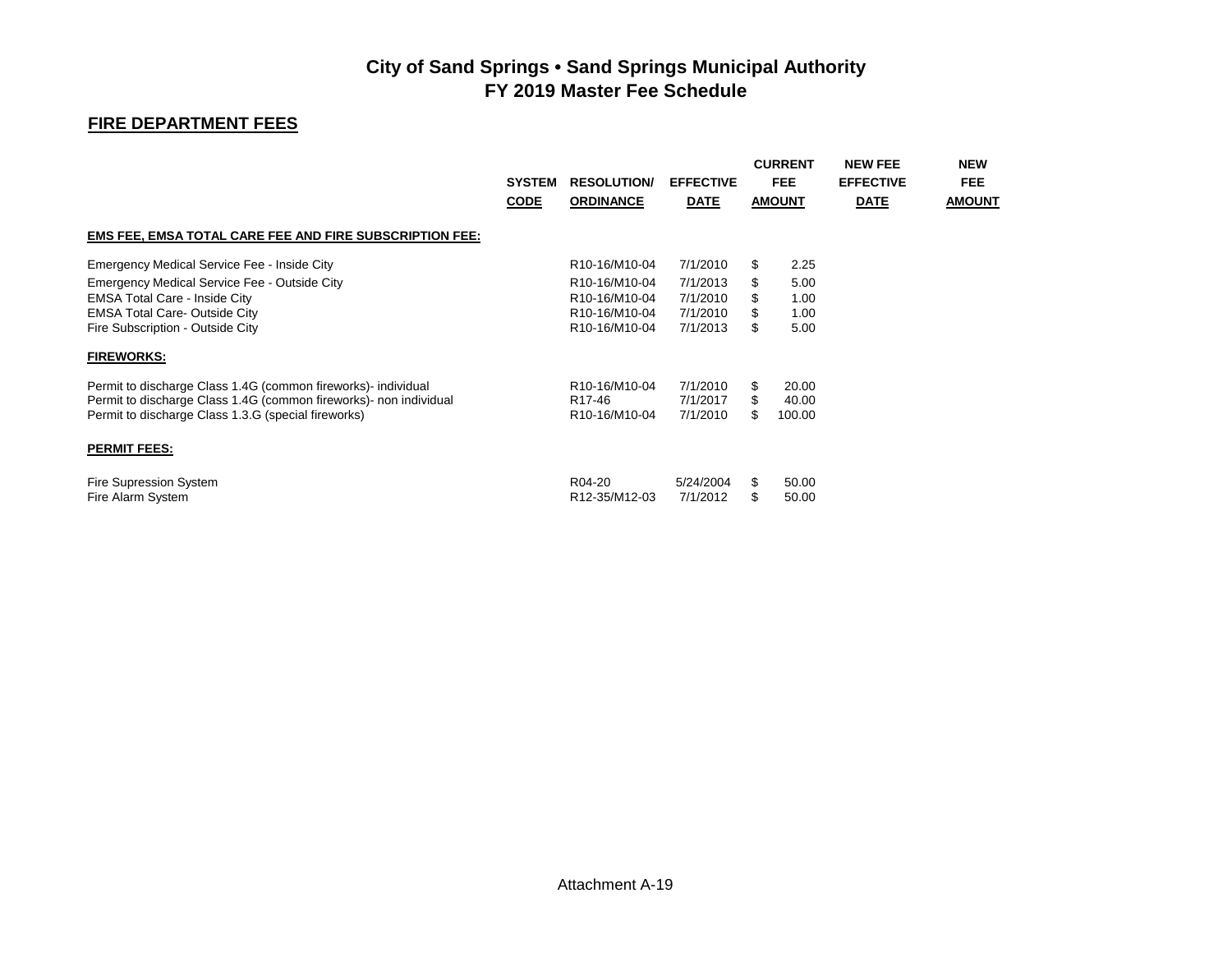# City of Sand Springs • Sand Springs Municipal Authority
# FY 2019 Master Fee Schedule

## FIRE DEPARTMENT FEES

| | SYSTEM CODE | RESOLUTION/ ORDINANCE | EFFECTIVE DATE | CURRENT FEE AMOUNT | NEW FEE EFFECTIVE DATE | NEW FEE AMOUNT |
|---|---|---|---|---|---|---|
| **EMS FEE, EMSA TOTAL CARE FEE AND FIRE SUBSCRIPTION FEE:** | | | | | | |
| Emergency Medical Service Fee - Inside City | | R10-16/M10-04 | 7/1/2010 | $ 2.25 | | |
| Emergency Medical Service Fee - Outside City | | R10-16/M10-04 | 7/1/2013 | $ 5.00 | | |
| EMSA Total Care - Inside City | | R10-16/M10-04 | 7/1/2010 | $ 1.00 | | |
| EMSA Total Care- Outside City | | R10-16/M10-04 | 7/1/2010 | $ 1.00 | | |
| Fire Subscription - Outside City | | R10-16/M10-04 | 7/1/2013 | $ 5.00 | | |
| **FIREWORKS:** | | | | | | |
| Permit to discharge Class 1.4G (common fireworks)- individual | | R10-16/M10-04 | 7/1/2010 | $ 20.00 | | |
| Permit to discharge Class 1.4G (common fireworks)- non individual | | R17-46 | 7/1/2017 | $ 40.00 | | |
| Permit to discharge Class 1.3.G (special fireworks) | | R10-16/M10-04 | 7/1/2010 | $ 100.00 | | |
| **PERMIT FEES:** | | | | | | |
| Fire Supression System | | R04-20 | 5/24/2004 | $ 50.00 | | |
| Fire Alarm System | | R12-35/M12-03 | 7/1/2012 | $ 50.00 | | |

Attachment A-19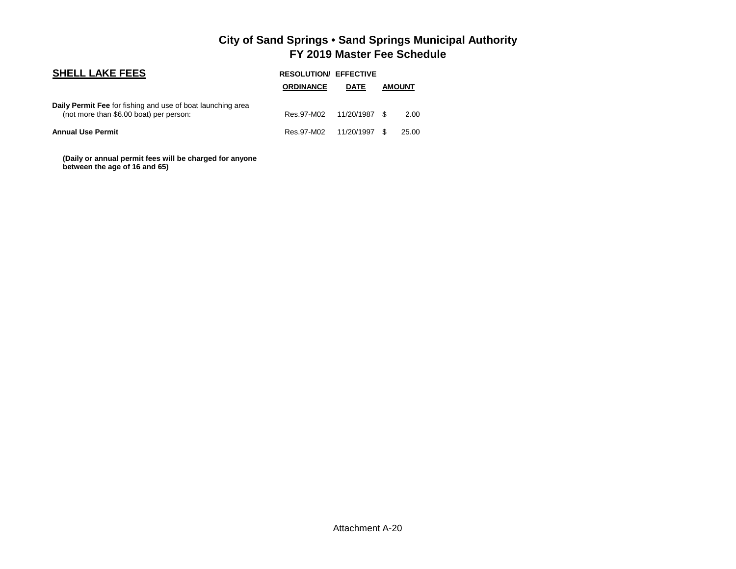# City of Sand Springs • Sand Springs Municipal Authority
## FY 2019 Master Fee Schedule

| **SHELL LAKE FEES** | **RESOLUTION/ ORDINANCE** | **EFFECTIVE DATE** | **AMOUNT** |
|---|---|---|---|
| **Daily Permit Fee** for fishing and use of boat launching area (not more than $6.00 boat) per person: | Res.97-M02 | 11/20/1987 | $ 2.00 |
| **Annual Use Permit** | Res.97-M02 | 11/20/1997 | $ 25.00 |

**(Daily or annual permit fees will be charged for anyone between the age of 16 and 65)**

Attachment A-20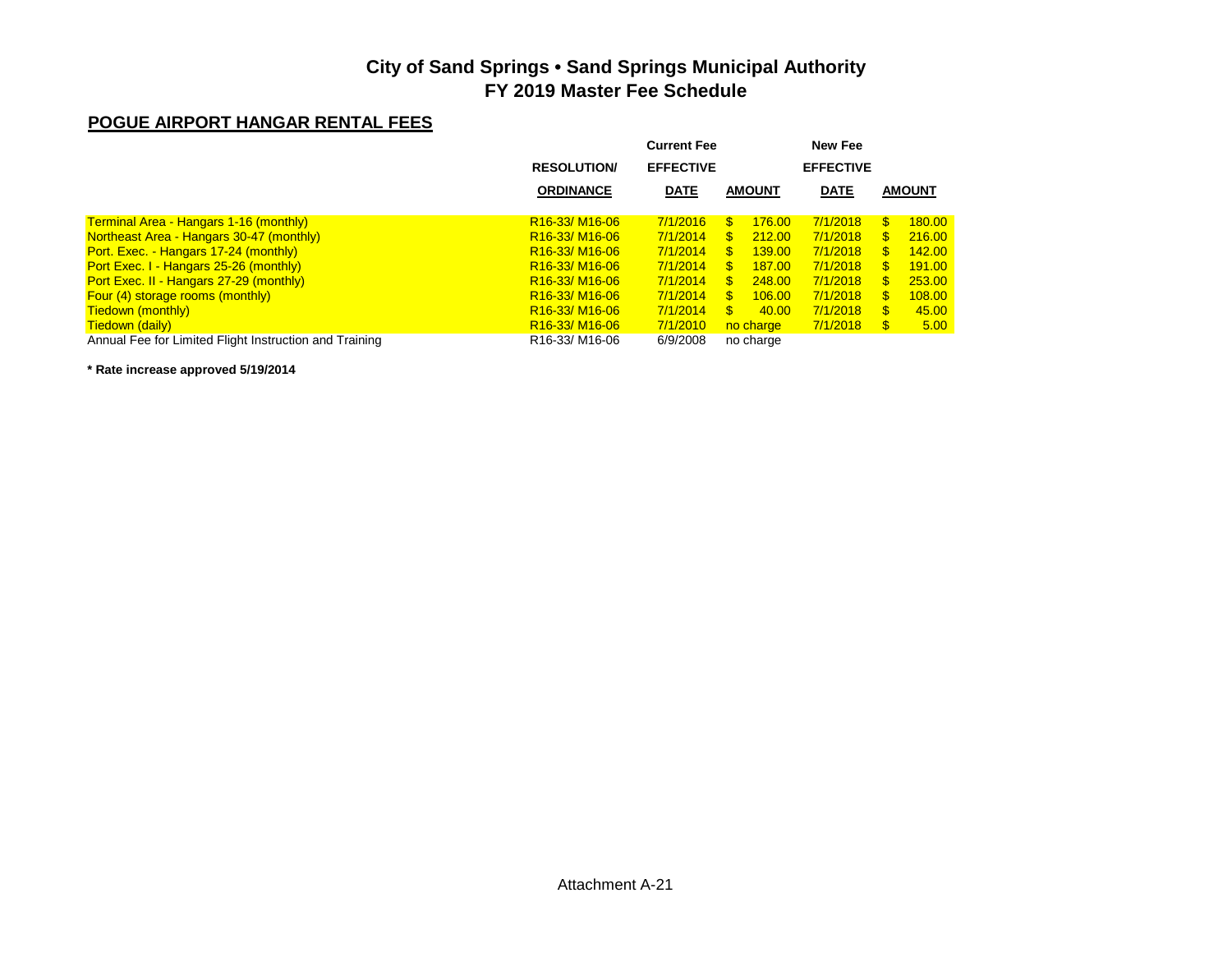# City of Sand Springs • Sand Springs Municipal Authority
## FY 2019 Master Fee Schedule

### POGUE AIRPORT HANGAR RENTAL FEES

| | RESOLUTION/ ORDINANCE | Current Fee EFFECTIVE DATE | AMOUNT | New Fee EFFECTIVE DATE | AMOUNT |
|---|---|---|---|---|---|
| Terminal Area - Hangars 1-16 (monthly) | R16-33/ M16-06 | 7/1/2016 | $ 176.00 | 7/1/2018 | $ 180.00 |
| Northeast Area - Hangars 30-47 (monthly) | R16-33/ M16-06 | 7/1/2014 | $ 212.00 | 7/1/2018 | $ 216.00 |
| Port. Exec. - Hangars 17-24 (monthly) | R16-33/ M16-06 | 7/1/2014 | $ 139.00 | 7/1/2018 | $ 142.00 |
| Port Exec. I - Hangars 25-26 (monthly) | R16-33/ M16-06 | 7/1/2014 | $ 187.00 | 7/1/2018 | $ 191.00 |
| Port Exec. II - Hangars 27-29 (monthly) | R16-33/ M16-06 | 7/1/2014 | $ 248.00 | 7/1/2018 | $ 253.00 |
| Four (4) storage rooms (monthly) | R16-33/ M16-06 | 7/1/2014 | $ 106.00 | 7/1/2018 | $ 108.00 |
| Tiedown (monthly) | R16-33/ M16-06 | 7/1/2014 | $ 40.00 | 7/1/2018 | $ 45.00 |
| Tiedown (daily) | R16-33/ M16-06 | 7/1/2010 | no charge | 7/1/2018 | $ 5.00 |
| Annual Fee for Limited Flight Instruction and Training | R16-33/ M16-06 | 6/9/2008 | no charge | | |

**\* Rate increase approved 5/19/2014**

Attachment A-21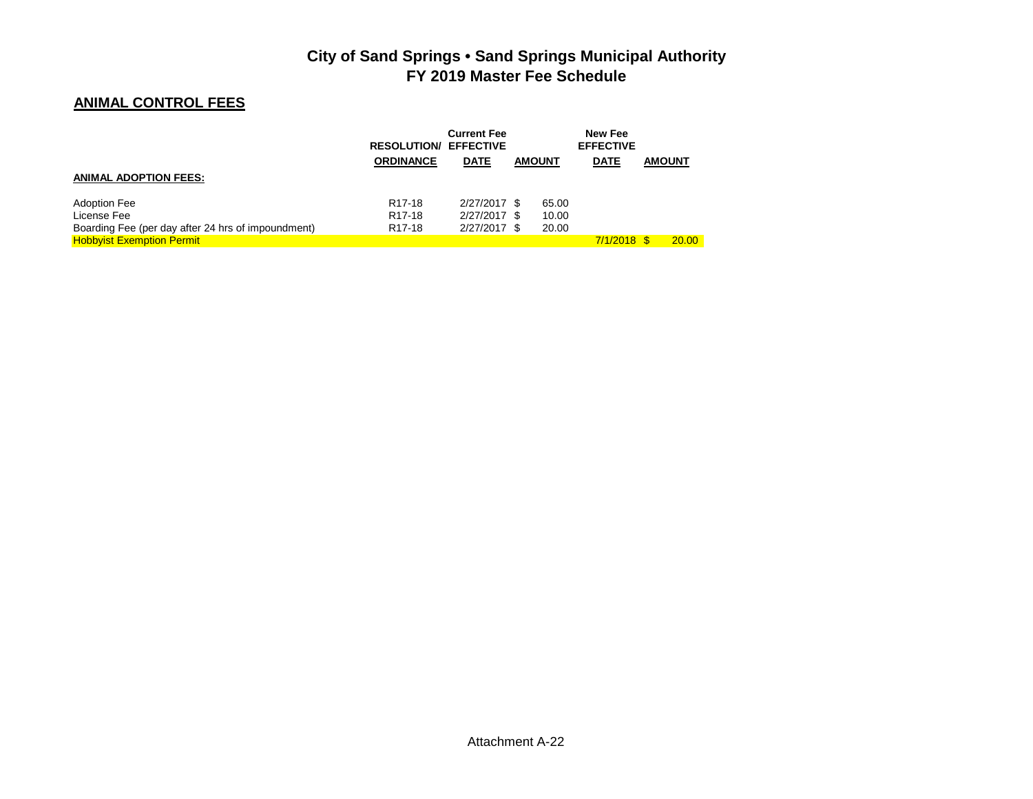# City of Sand Springs • Sand Springs Municipal Authority
## FY 2019 Master Fee Schedule

### ANIMAL CONTROL FEES

| | RESOLUTION/ ORDINANCE | Current Fee EFFECTIVE DATE | AMOUNT | New Fee EFFECTIVE DATE | AMOUNT |
|---|---|---|---|---|---|
| **ANIMAL ADOPTION FEES:** | | | | | |
| Adoption Fee | R17-18 | 2/27/2017 | $ 65.00 | | |
| License Fee | R17-18 | 2/27/2017 | $ 10.00 | | |
| Boarding Fee (per day after 24 hrs of impoundment) | R17-18 | 2/27/2017 | $ 20.00 | | |
| Hobbyist Exemption Permit | | | | 7/1/2018 | $ 20.00 |

Attachment A-22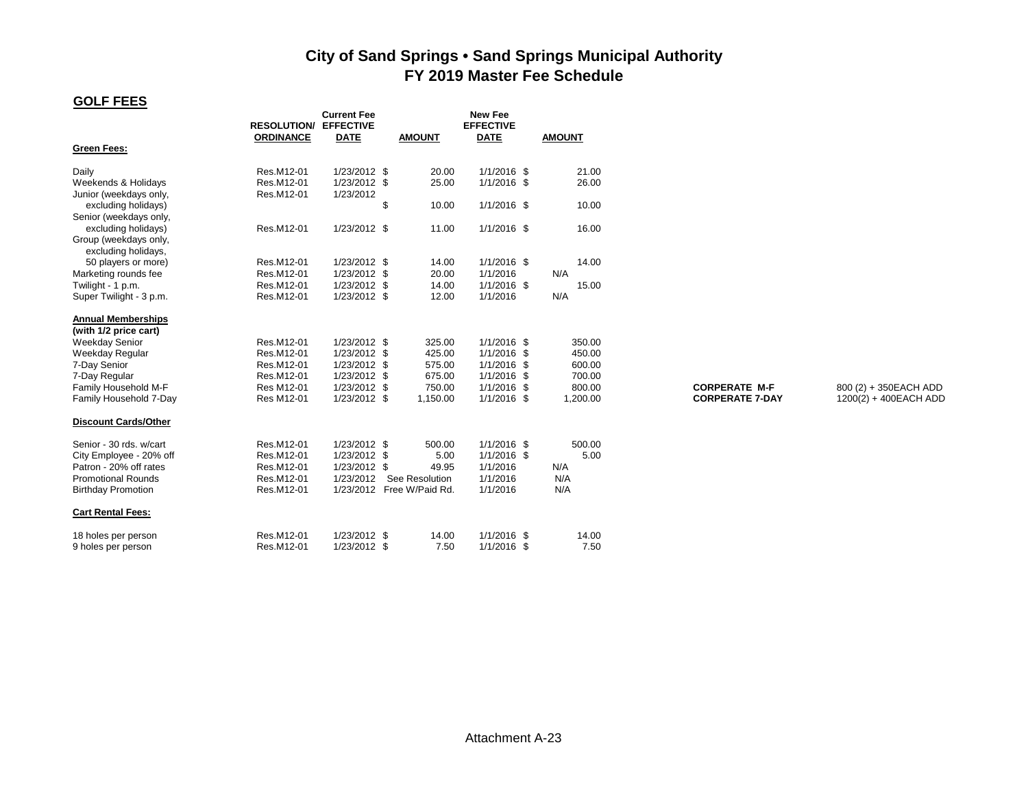# City of Sand Springs • Sand Springs Municipal Authority
# FY 2019 Master Fee Schedule

## GOLF FEES

| | RESOLUTION/ ORDINANCE | Current Fee EFFECTIVE DATE | AMOUNT | New Fee EFFECTIVE DATE | AMOUNT | | |
|---|---|---|---|---|---|---|---|
| **Green Fees:** | | | | | | | |
| Daily | Res.M12-01 | 1/23/2012 | $ 20.00 | 1/1/2016 | $ 21.00 | | |
| Weekends & Holidays | Res.M12-01 | 1/23/2012 | $ 25.00 | 1/1/2016 | $ 26.00 | | |
| Junior (weekdays only, excluding holidays) | Res.M12-01 | 1/23/2012 | $ 10.00 | 1/1/2016 | $ 10.00 | | |
| Senior (weekdays only, excluding holidays) | Res.M12-01 | 1/23/2012 | $ 11.00 | 1/1/2016 | $ 16.00 | | |
| Group (weekdays only, excluding holidays, 50 players or more) | Res.M12-01 | 1/23/2012 | $ 14.00 | 1/1/2016 | $ 14.00 | | |
| Marketing rounds fee | Res.M12-01 | 1/23/2012 | $ 20.00 | 1/1/2016 | N/A | | |
| Twilight - 1 p.m. | Res.M12-01 | 1/23/2012 | $ 14.00 | 1/1/2016 | $ 15.00 | | |
| Super Twilight - 3 p.m. | Res.M12-01 | 1/23/2012 | $ 12.00 | 1/1/2016 | N/A | | |
| **Annual Memberships (with 1/2 price cart)** | | | | | | | |
| Weekday Senior | Res.M12-01 | 1/23/2012 | $ 325.00 | 1/1/2016 | $ 350.00 | | |
| Weekday Regular | Res.M12-01 | 1/23/2012 | $ 425.00 | 1/1/2016 | $ 450.00 | | |
| 7-Day Senior | Res.M12-01 | 1/23/2012 | $ 575.00 | 1/1/2016 | $ 600.00 | | |
| 7-Day Regular | Res.M12-01 | 1/23/2012 | $ 675.00 | 1/1/2016 | $ 700.00 | | |
| Family Household M-F | Res M12-01 | 1/23/2012 | $ 750.00 | 1/1/2016 | $ 800.00 | **CORPERATE M-F** | 800 (2) + 350EACH ADD |
| Family Household 7-Day | Res M12-01 | 1/23/2012 | $ 1,150.00 | 1/1/2016 | $ 1,200.00 | **CORPERATE 7-DAY** | 1200(2) + 400EACH ADD |
| **Discount Cards/Other** | | | | | | | |
| Senior - 30 rds. w/cart | Res.M12-01 | 1/23/2012 | $ 500.00 | 1/1/2016 | $ 500.00 | | |
| City Employee - 20% off | Res.M12-01 | 1/23/2012 | $ 5.00 | 1/1/2016 | $ 5.00 | | |
| Patron - 20% off rates | Res.M12-01 | 1/23/2012 | $ 49.95 | 1/1/2016 | N/A | | |
| Promotional Rounds | Res.M12-01 | 1/23/2012 | See Resolution | 1/1/2016 | N/A | | |
| Birthday Promotion | Res.M12-01 | 1/23/2012 | Free W/Paid Rd. | 1/1/2016 | N/A | | |
| **Cart Rental Fees:** | | | | | | | |
| 18 holes per person | Res.M12-01 | 1/23/2012 | $ 14.00 | 1/1/2016 | $ 14.00 | | |
| 9 holes per person | Res.M12-01 | 1/23/2012 | $ 7.50 | 1/1/2016 | $ 7.50 | | |

Attachment A-23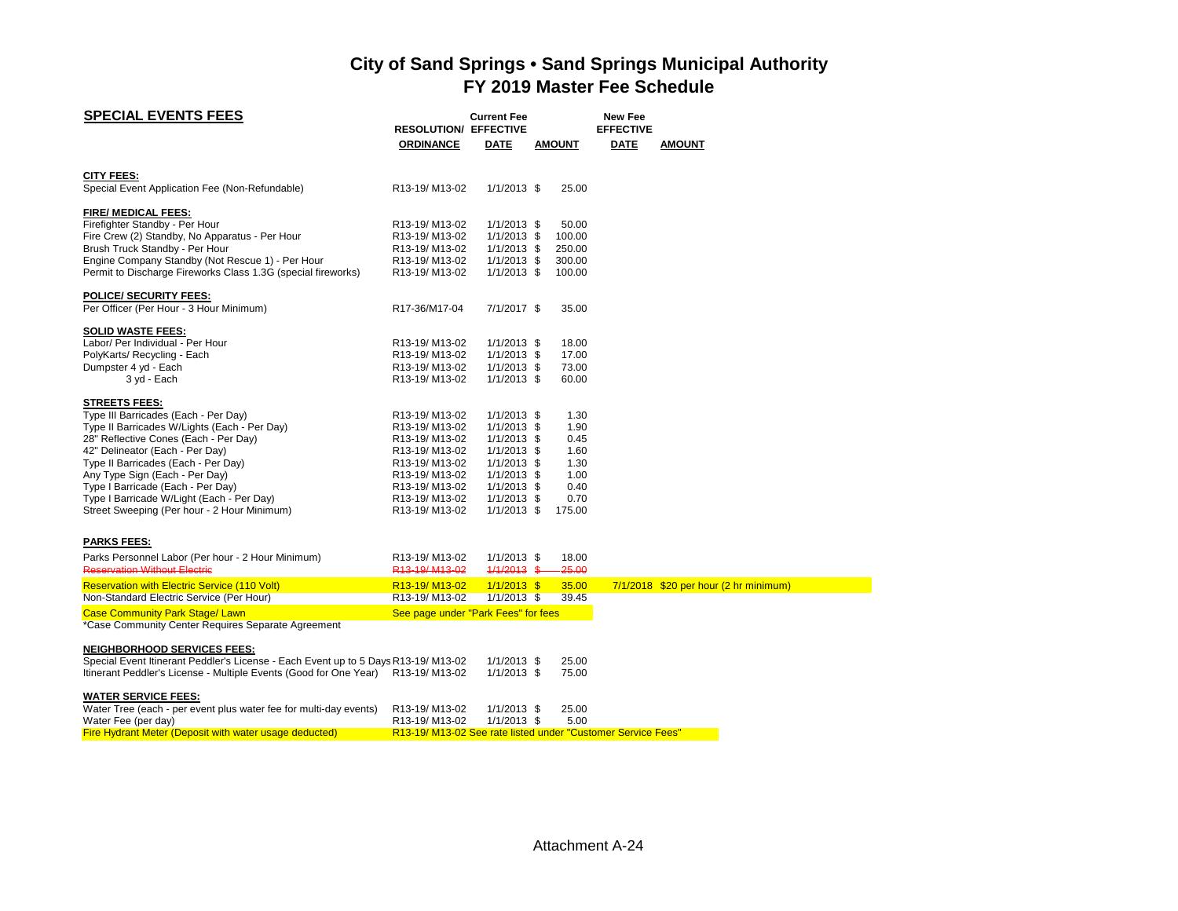# City of Sand Springs • Sand Springs Municipal Authority
## FY 2019 Master Fee Schedule

| SPECIAL EVENTS FEES | RESOLUTION/ ORDINANCE | Current Fee EFFECTIVE DATE | AMOUNT | New Fee EFFECTIVE DATE | AMOUNT |
|---|---|---|---|---|---|
| **CITY FEES:** | | | | | |
| Special Event Application Fee (Non-Refundable) | R13-19/ M13-02 | 1/1/2013 | $ 25.00 | | |
| **FIRE/ MEDICAL FEES:** | | | | | |
| Firefighter Standby - Per Hour | R13-19/ M13-02 | 1/1/2013 | $ 50.00 | | |
| Fire Crew (2) Standby, No Apparatus - Per Hour | R13-19/ M13-02 | 1/1/2013 | $ 100.00 | | |
| Brush Truck Standby - Per Hour | R13-19/ M13-02 | 1/1/2013 | $ 250.00 | | |
| Engine Company Standby (Not Rescue 1) - Per Hour | R13-19/ M13-02 | 1/1/2013 | $ 300.00 | | |
| Permit to Discharge Fireworks Class 1.3G (special fireworks) | R13-19/ M13-02 | 1/1/2013 | $ 100.00 | | |
| **POLICE/ SECURITY FEES:** | | | | | |
| Per Officer (Per Hour - 3 Hour Minimum) | R17-36/M17-04 | 7/1/2017 | $ 35.00 | | |
| **SOLID WASTE FEES:** | | | | | |
| Labor/ Per Individual - Per Hour | R13-19/ M13-02 | 1/1/2013 | $ 18.00 | | |
| PolyKarts/ Recycling - Each | R13-19/ M13-02 | 1/1/2013 | $ 17.00 | | |
| Dumpster 4 yd - Each | R13-19/ M13-02 | 1/1/2013 | $ 73.00 | | |
| 3 yd - Each | R13-19/ M13-02 | 1/1/2013 | $ 60.00 | | |
| **STREETS FEES:** | | | | | |
| Type III Barricades (Each - Per Day) | R13-19/ M13-02 | 1/1/2013 | $ 1.30 | | |
| Type II Barricades W/Lights (Each - Per Day) | R13-19/ M13-02 | 1/1/2013 | $ 1.90 | | |
| 28" Reflective Cones (Each - Per Day) | R13-19/ M13-02 | 1/1/2013 | $ 0.45 | | |
| 42" Delineator (Each - Per Day) | R13-19/ M13-02 | 1/1/2013 | $ 1.60 | | |
| Type II Barricades (Each - Per Day) | R13-19/ M13-02 | 1/1/2013 | $ 1.30 | | |
| Any Type Sign (Each - Per Day) | R13-19/ M13-02 | 1/1/2013 | $ 1.00 | | |
| Type I Barricade (Each - Per Day) | R13-19/ M13-02 | 1/1/2013 | $ 0.40 | | |
| Type I Barricade W/Light (Each - Per Day) | R13-19/ M13-02 | 1/1/2013 | $ 0.70 | | |
| Street Sweeping (Per hour - 2 Hour Minimum) | R13-19/ M13-02 | 1/1/2013 | $ 175.00 | | |
| **PARKS FEES:** | | | | | |
| Parks Personnel Labor (Per hour - 2 Hour Minimum) | R13-19/ M13-02 | 1/1/2013 | $ 18.00 | | |
| ~~Reservation Without Electric~~ | ~~R13-19/ M13-02~~ | ~~1/1/2013~~ | ~~$ 25.00~~ | | |
| Reservation with Electric Service (110 Volt) | R13-19/ M13-02 | 1/1/2013 | $ 35.00 | 7/1/2018 | $20 per hour (2 hr minimum) |
| Non-Standard Electric Service (Per Hour) | R13-19/ M13-02 | 1/1/2013 | $ 39.45 | | |
| Case Community Park Stage/ Lawn | See page under "Park Fees" for fees | | | | |
| *Case Community Center Requires Separate Agreement | | | | | |
| **NEIGHBORHOOD SERVICES FEES:** | | | | | |
| Special Event Itinerant Peddler's License - Each Event up to 5 Days | R13-19/ M13-02 | 1/1/2013 | $ 25.00 | | |
| Itinerant Peddler's License - Multiple Events (Good for One Year) | R13-19/ M13-02 | 1/1/2013 | $ 75.00 | | |
| **WATER SERVICE FEES:** | | | | | |
| Water Tree (each - per event plus water fee for multi-day events) | R13-19/ M13-02 | 1/1/2013 | $ 25.00 | | |
| Water Fee (per day) | R13-19/ M13-02 | 1/1/2013 | $ 5.00 | | |
| Fire Hydrant Meter (Deposit with water usage deducted) | R13-19/ M13-02 See rate listed under "Customer Service Fees" | | | | |

Attachment A-24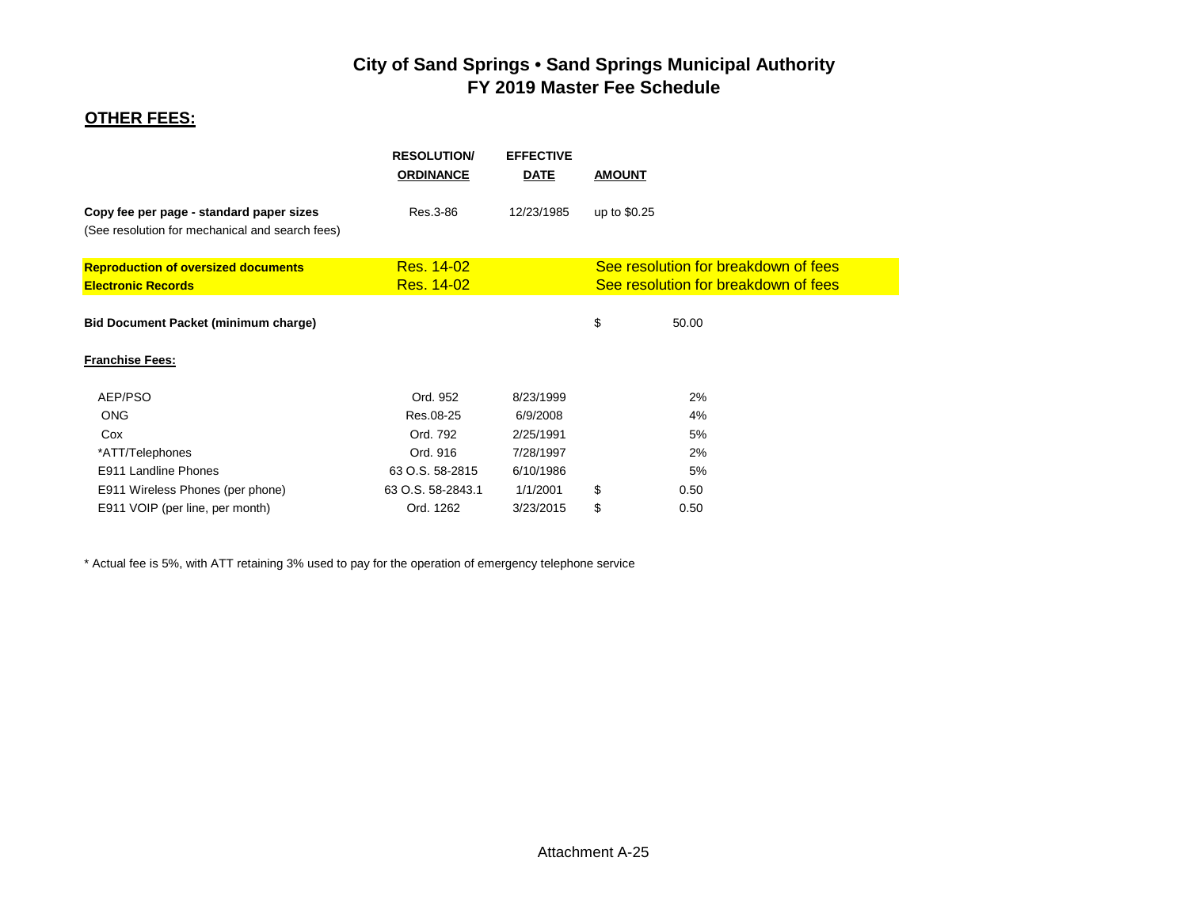# City of Sand Springs • Sand Springs Municipal Authority
## FY 2019 Master Fee Schedule

**OTHER FEES:**

| | RESOLUTION/ ORDINANCE | EFFECTIVE DATE | AMOUNT | |
|---|---|---|---|---|
| **Copy fee per page - standard paper sizes** (See resolution for mechanical and search fees) | Res.3-86 | 12/23/1985 | up to $0.25 | |
| **Reproduction of oversized documents** | Res. 14-02 | | See resolution for breakdown of fees | |
| **Electronic Records** | Res. 14-02 | | See resolution for breakdown of fees | |
| **Bid Document Packet (minimum charge)** | | | $ | 50.00 |
| **Franchise Fees:** | | | | |
| AEP/PSO | Ord. 952 | 8/23/1999 | | 2% |
| ONG | Res.08-25 | 6/9/2008 | | 4% |
| Cox | Ord. 792 | 2/25/1991 | | 5% |
| *ATT/Telephones | Ord. 916 | 7/28/1997 | | 2% |
| E911 Landline Phones | 63 O.S. 58-2815 | 6/10/1986 | | 5% |
| E911 Wireless Phones (per phone) | 63 O.S. 58-2843.1 | 1/1/2001 | $ | 0.50 |
| E911 VOIP (per line, per month) | Ord. 1262 | 3/23/2015 | $ | 0.50 |

* Actual fee is 5%, with ATT retaining 3% used to pay for the operation of emergency telephone service

Attachment A-25